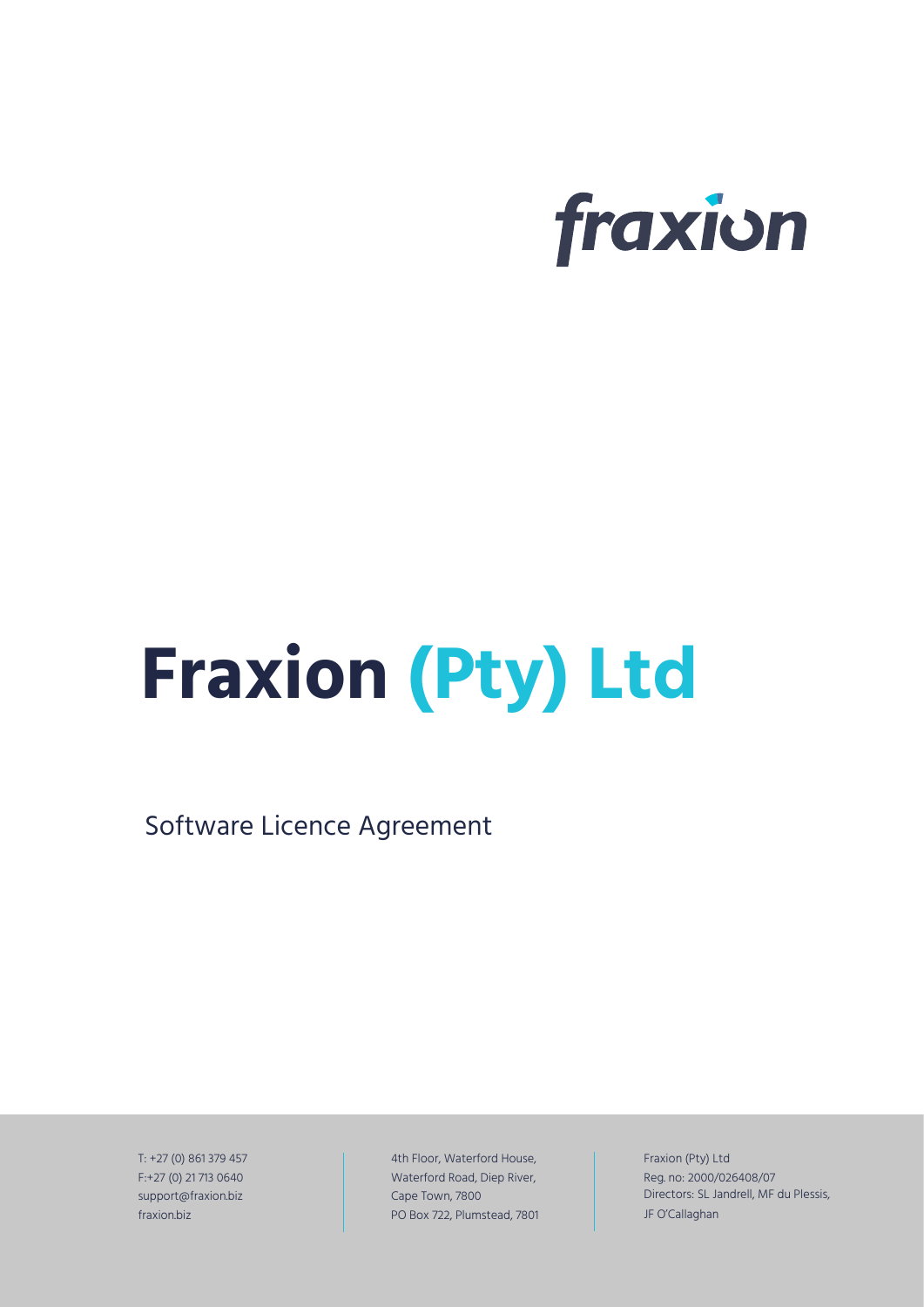fraxion

# Fraxion (Pty) Ltd

Software Licence Agreement

T: +27 (0) 861 379 457
F:+27 (0) 21 713 0640
support@fraxion.biz
fraxion.biz

4th Floor, Waterford House,
Waterford Road, Diep River,
Cape Town, 7800
PO Box 722, Plumstead, 7801

Fraxion (Pty) Ltd
Reg. no: 2000/026408/07
Directors: SL Jandrell, MF du Plessis,
JF O'Callaghan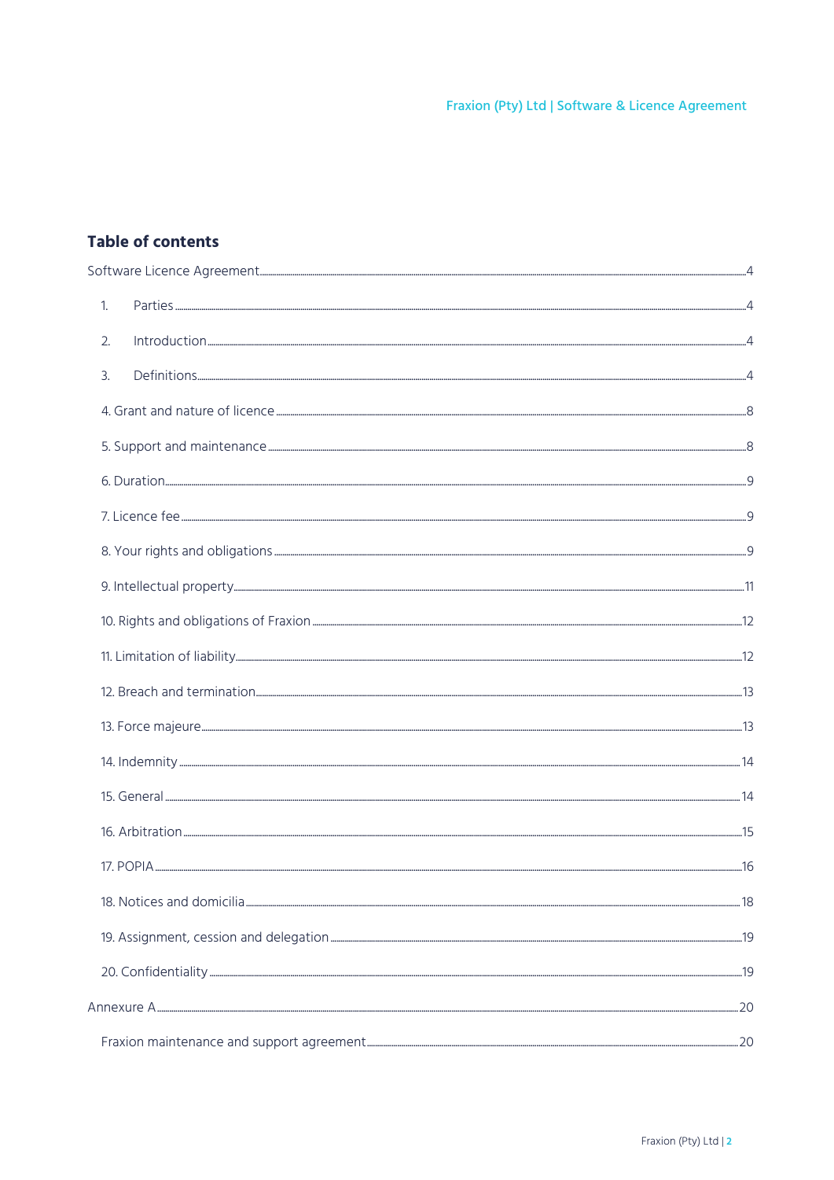## Table of contents

Software Licence Agreement ..... 4

1. Parties ..... 4
2. Introduction ..... 4
3. Definitions ..... 4

4. Grant and nature of licence ..... 8

5. Support and maintenance ..... 8

6. Duration ..... 9

7. Licence fee ..... 9

8. Your rights and obligations ..... 9

9. Intellectual property ..... 11

10. Rights and obligations of Fraxion ..... 12

11. Limitation of liability ..... 12

12. Breach and termination ..... 13

13. Force majeure ..... 13

14. Indemnity ..... 14

15. General ..... 14

16. Arbitration ..... 15

17. POPIA ..... 16

18. Notices and domicilia ..... 18

19. Assignment, cession and delegation ..... 19

20. Confidentiality ..... 19

Annexure A ..... 20

Fraxion maintenance and support agreement ..... 20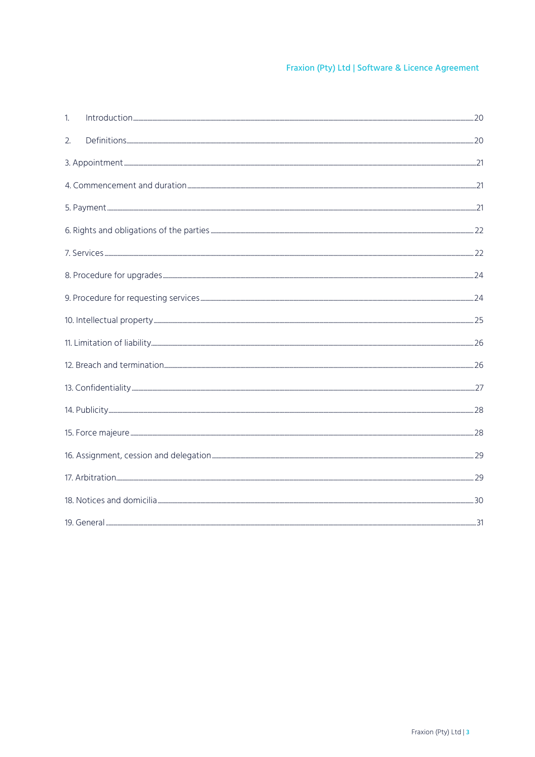1. Introduction ....... 20

2. Definitions ....... 20

3. Appointment ....... 21

4. Commencement and duration ....... 21

5. Payment ....... 21

6. Rights and obligations of the parties ....... 22

7. Services ....... 22

8. Procedure for upgrades ....... 24

9. Procedure for requesting services ....... 24

10. Intellectual property ....... 25

11. Limitation of liability ....... 26

12. Breach and termination ....... 26

13. Confidentiality ....... 27

14. Publicity ....... 28

15. Force majeure ....... 28

16. Assignment, cession and delegation ....... 29

17. Arbitration ....... 29

18. Notices and domicilia ....... 30

19. General ....... 31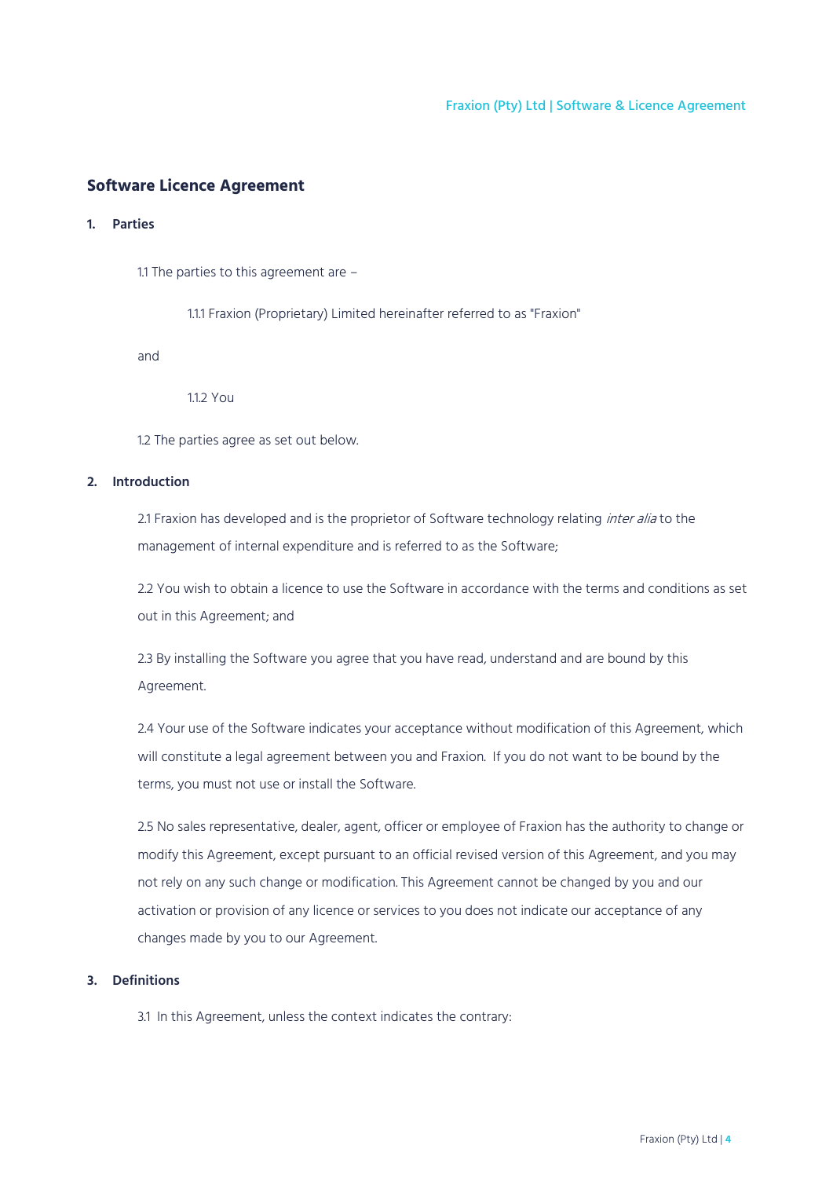## Software Licence Agreement

### 1. Parties

1.1 The parties to this agreement are –

1.1.1 Fraxion (Proprietary) Limited hereinafter referred to as "Fraxion"

and

1.1.2 You

1.2 The parties agree as set out below.

### 2. Introduction

2.1 Fraxion has developed and is the proprietor of Software technology relating *inter alia* to the management of internal expenditure and is referred to as the Software;

2.2 You wish to obtain a licence to use the Software in accordance with the terms and conditions as set out in this Agreement; and

2.3 By installing the Software you agree that you have read, understand and are bound by this Agreement.

2.4 Your use of the Software indicates your acceptance without modification of this Agreement, which will constitute a legal agreement between you and Fraxion. If you do not want to be bound by the terms, you must not use or install the Software.

2.5 No sales representative, dealer, agent, officer or employee of Fraxion has the authority to change or modify this Agreement, except pursuant to an official revised version of this Agreement, and you may not rely on any such change or modification. This Agreement cannot be changed by you and our activation or provision of any licence or services to you does not indicate our acceptance of any changes made by you to our Agreement.

### 3. Definitions

3.1 In this Agreement, unless the context indicates the contrary: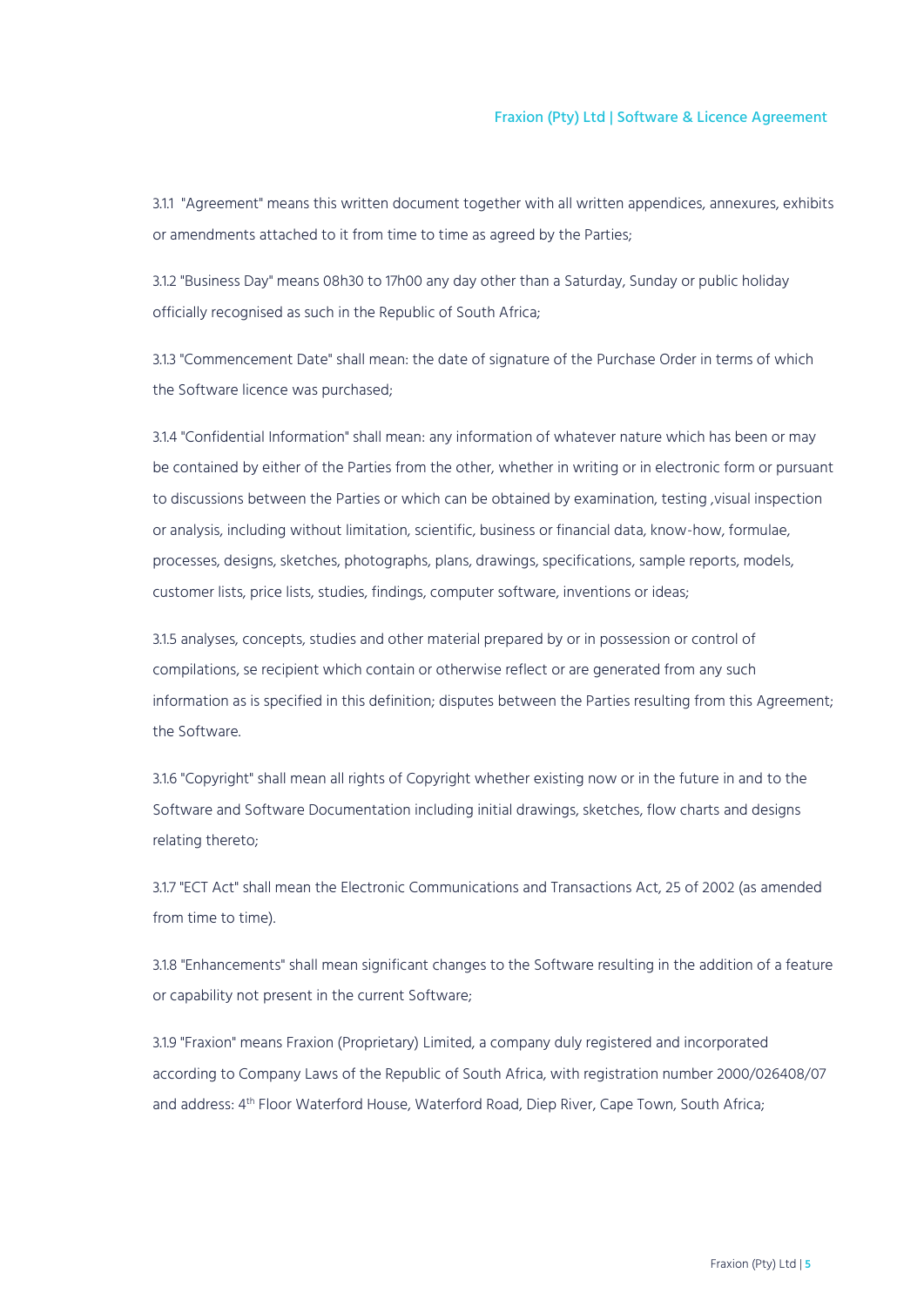3.1.1 "Agreement" means this written document together with all written appendices, annexures, exhibits or amendments attached to it from time to time as agreed by the Parties;

3.1.2 "Business Day" means 08h30 to 17h00 any day other than a Saturday, Sunday or public holiday officially recognised as such in the Republic of South Africa;

3.1.3 "Commencement Date" shall mean: the date of signature of the Purchase Order in terms of which the Software licence was purchased;

3.1.4 "Confidential Information" shall mean: any information of whatever nature which has been or may be contained by either of the Parties from the other, whether in writing or in electronic form or pursuant to discussions between the Parties or which can be obtained by examination, testing ,visual inspection or analysis, including without limitation, scientific, business or financial data, know-how, formulae, processes, designs, sketches, photographs, plans, drawings, specifications, sample reports, models, customer lists, price lists, studies, findings, computer software, inventions or ideas;

3.1.5 analyses, concepts, studies and other material prepared by or in possession or control of compilations, se recipient which contain or otherwise reflect or are generated from any such information as is specified in this definition; disputes between the Parties resulting from this Agreement; the Software.

3.1.6 "Copyright" shall mean all rights of Copyright whether existing now or in the future in and to the Software and Software Documentation including initial drawings, sketches, flow charts and designs relating thereto;

3.1.7 "ECT Act" shall mean the Electronic Communications and Transactions Act, 25 of 2002 (as amended from time to time).

3.1.8 "Enhancements" shall mean significant changes to the Software resulting in the addition of a feature or capability not present in the current Software;

3.1.9 "Fraxion" means Fraxion (Proprietary) Limited, a company duly registered and incorporated according to Company Laws of the Republic of South Africa, with registration number 2000/026408/07 and address: 4th Floor Waterford House, Waterford Road, Diep River, Cape Town, South Africa;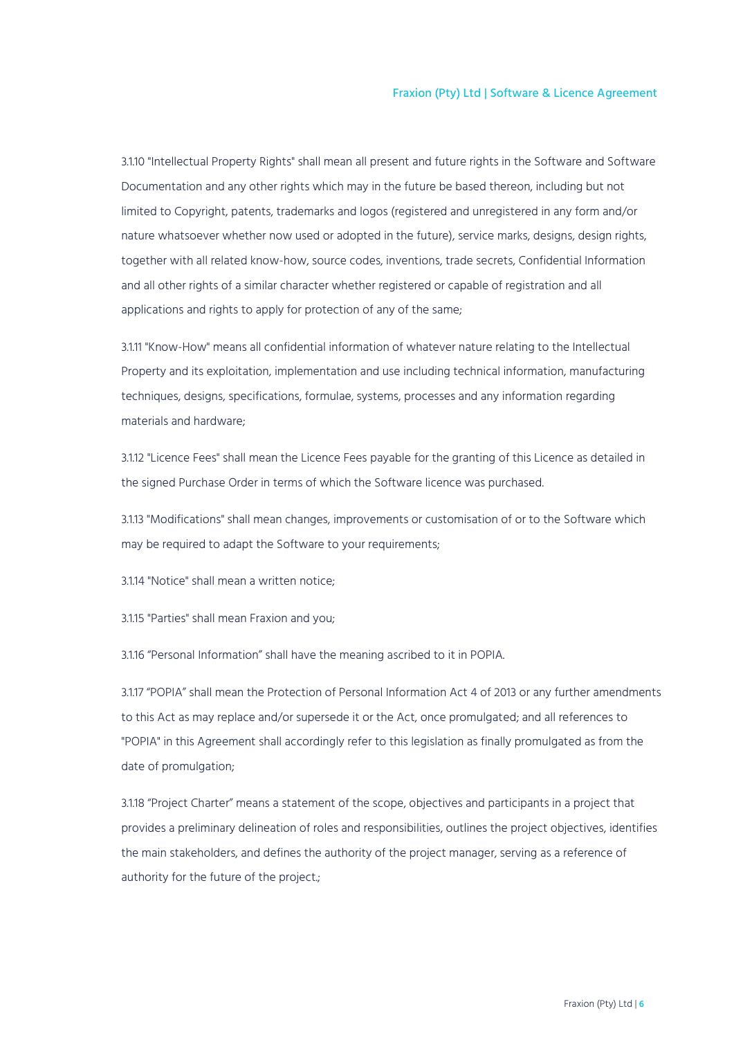3.1.10 "Intellectual Property Rights" shall mean all present and future rights in the Software and Software Documentation and any other rights which may in the future be based thereon, including but not limited to Copyright, patents, trademarks and logos (registered and unregistered in any form and/or nature whatsoever whether now used or adopted in the future), service marks, designs, design rights, together with all related know-how, source codes, inventions, trade secrets, Confidential Information and all other rights of a similar character whether registered or capable of registration and all applications and rights to apply for protection of any of the same;

3.1.11 "Know-How" means all confidential information of whatever nature relating to the Intellectual Property and its exploitation, implementation and use including technical information, manufacturing techniques, designs, specifications, formulae, systems, processes and any information regarding materials and hardware;

3.1.12 "Licence Fees" shall mean the Licence Fees payable for the granting of this Licence as detailed in the signed Purchase Order in terms of which the Software licence was purchased.

3.1.13 "Modifications" shall mean changes, improvements or customisation of or to the Software which may be required to adapt the Software to your requirements;

3.1.14 "Notice" shall mean a written notice;

3.1.15 "Parties" shall mean Fraxion and you;

3.1.16 “Personal Information” shall have the meaning ascribed to it in POPIA.

3.1.17 “POPIA” shall mean the Protection of Personal Information Act 4 of 2013 or any further amendments to this Act as may replace and/or supersede it or the Act, once promulgated; and all references to "POPIA" in this Agreement shall accordingly refer to this legislation as finally promulgated as from the date of promulgation;

3.1.18 “Project Charter” means a statement of the scope, objectives and participants in a project that provides a preliminary delineation of roles and responsibilities, outlines the project objectives, identifies the main stakeholders, and defines the authority of the project manager, serving as a reference of authority for the future of the project.;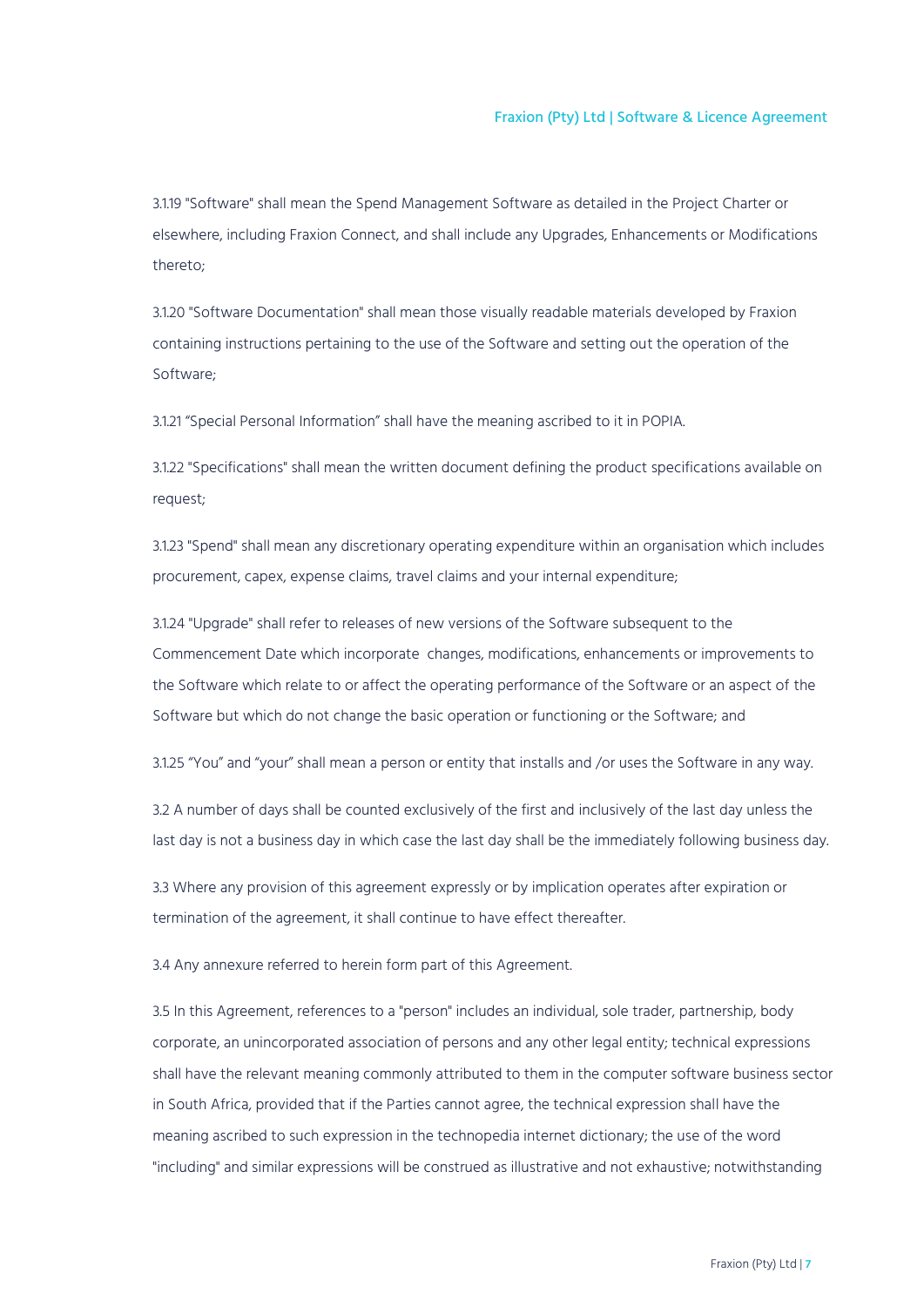3.1.19 "Software" shall mean the Spend Management Software as detailed in the Project Charter or elsewhere, including Fraxion Connect, and shall include any Upgrades, Enhancements or Modifications thereto;

3.1.20 "Software Documentation" shall mean those visually readable materials developed by Fraxion containing instructions pertaining to the use of the Software and setting out the operation of the Software;

3.1.21 "Special Personal Information" shall have the meaning ascribed to it in POPIA.

3.1.22 "Specifications" shall mean the written document defining the product specifications available on request;

3.1.23 "Spend" shall mean any discretionary operating expenditure within an organisation which includes procurement, capex, expense claims, travel claims and your internal expenditure;

3.1.24 "Upgrade" shall refer to releases of new versions of the Software subsequent to the Commencement Date which incorporate changes, modifications, enhancements or improvements to the Software which relate to or affect the operating performance of the Software or an aspect of the Software but which do not change the basic operation or functioning or the Software; and

3.1.25 "You" and "your" shall mean a person or entity that installs and /or uses the Software in any way.

3.2 A number of days shall be counted exclusively of the first and inclusively of the last day unless the last day is not a business day in which case the last day shall be the immediately following business day.

3.3 Where any provision of this agreement expressly or by implication operates after expiration or termination of the agreement, it shall continue to have effect thereafter.

3.4 Any annexure referred to herein form part of this Agreement.

3.5 In this Agreement, references to a "person" includes an individual, sole trader, partnership, body corporate, an unincorporated association of persons and any other legal entity; technical expressions shall have the relevant meaning commonly attributed to them in the computer software business sector in South Africa, provided that if the Parties cannot agree, the technical expression shall have the meaning ascribed to such expression in the technopedia internet dictionary; the use of the word "including" and similar expressions will be construed as illustrative and not exhaustive; notwithstanding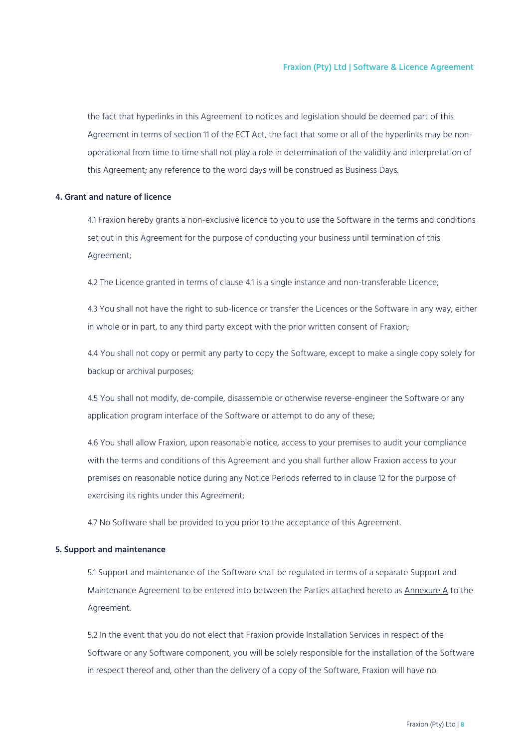the fact that hyperlinks in this Agreement to notices and legislation should be deemed part of this Agreement in terms of section 11 of the ECT Act, the fact that some or all of the hyperlinks may be non-operational from time to time shall not play a role in determination of the validity and interpretation of this Agreement; any reference to the word days will be construed as Business Days.

**4. Grant and nature of licence**

4.1 Fraxion hereby grants a non-exclusive licence to you to use the Software in the terms and conditions set out in this Agreement for the purpose of conducting your business until termination of this Agreement;

4.2 The Licence granted in terms of clause 4.1 is a single instance and non-transferable Licence;

4.3 You shall not have the right to sub-licence or transfer the Licences or the Software in any way, either in whole or in part, to any third party except with the prior written consent of Fraxion;

4.4 You shall not copy or permit any party to copy the Software, except to make a single copy solely for backup or archival purposes;

4.5 You shall not modify, de-compile, disassemble or otherwise reverse-engineer the Software or any application program interface of the Software or attempt to do any of these;

4.6 You shall allow Fraxion, upon reasonable notice, access to your premises to audit your compliance with the terms and conditions of this Agreement and you shall further allow Fraxion access to your premises on reasonable notice during any Notice Periods referred to in clause 12 for the purpose of exercising its rights under this Agreement;

4.7 No Software shall be provided to you prior to the acceptance of this Agreement.

**5. Support and maintenance**

5.1 Support and maintenance of the Software shall be regulated in terms of a separate Support and Maintenance Agreement to be entered into between the Parties attached hereto as Annexure A to the Agreement.

5.2 In the event that you do not elect that Fraxion provide Installation Services in respect of the Software or any Software component, you will be solely responsible for the installation of the Software in respect thereof and, other than the delivery of a copy of the Software, Fraxion will have no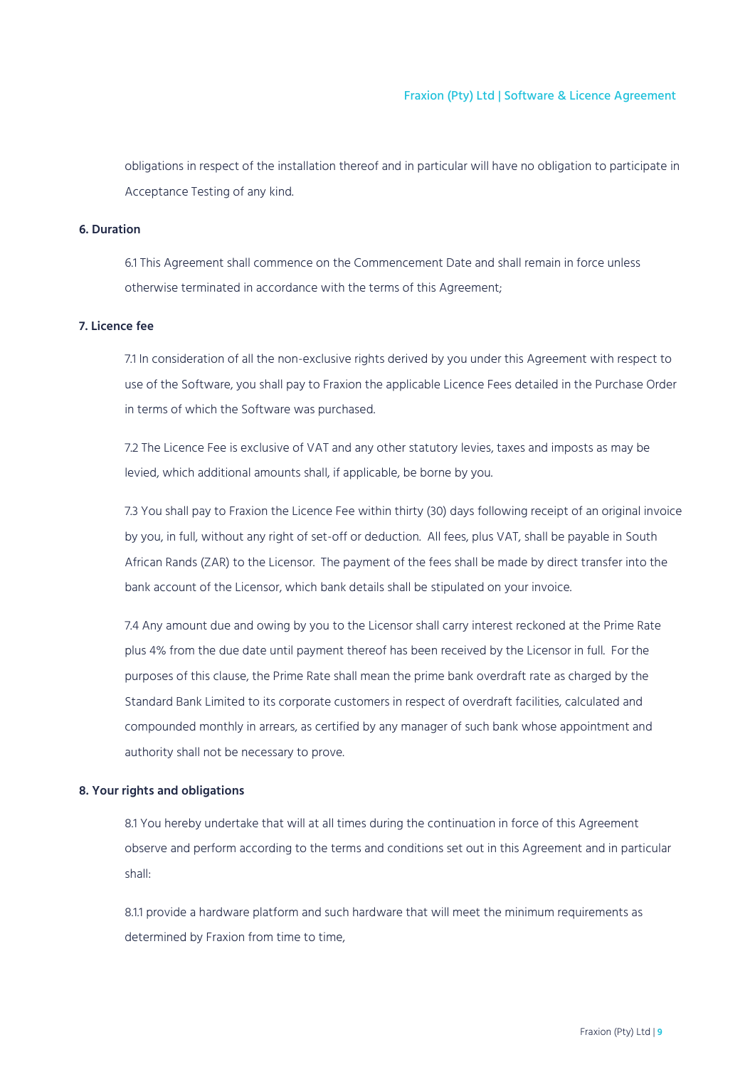obligations in respect of the installation thereof and in particular will have no obligation to participate in Acceptance Testing of any kind.

**6. Duration**

6.1 This Agreement shall commence on the Commencement Date and shall remain in force unless otherwise terminated in accordance with the terms of this Agreement;

**7. Licence fee**

7.1 In consideration of all the non-exclusive rights derived by you under this Agreement with respect to use of the Software, you shall pay to Fraxion the applicable Licence Fees detailed in the Purchase Order in terms of which the Software was purchased.

7.2 The Licence Fee is exclusive of VAT and any other statutory levies, taxes and imposts as may be levied, which additional amounts shall, if applicable, be borne by you.

7.3 You shall pay to Fraxion the Licence Fee within thirty (30) days following receipt of an original invoice by you, in full, without any right of set-off or deduction. All fees, plus VAT, shall be payable in South African Rands (ZAR) to the Licensor. The payment of the fees shall be made by direct transfer into the bank account of the Licensor, which bank details shall be stipulated on your invoice.

7.4 Any amount due and owing by you to the Licensor shall carry interest reckoned at the Prime Rate plus 4% from the due date until payment thereof has been received by the Licensor in full. For the purposes of this clause, the Prime Rate shall mean the prime bank overdraft rate as charged by the Standard Bank Limited to its corporate customers in respect of overdraft facilities, calculated and compounded monthly in arrears, as certified by any manager of such bank whose appointment and authority shall not be necessary to prove.

**8. Your rights and obligations**

8.1 You hereby undertake that will at all times during the continuation in force of this Agreement observe and perform according to the terms and conditions set out in this Agreement and in particular shall:

8.1.1 provide a hardware platform and such hardware that will meet the minimum requirements as determined by Fraxion from time to time,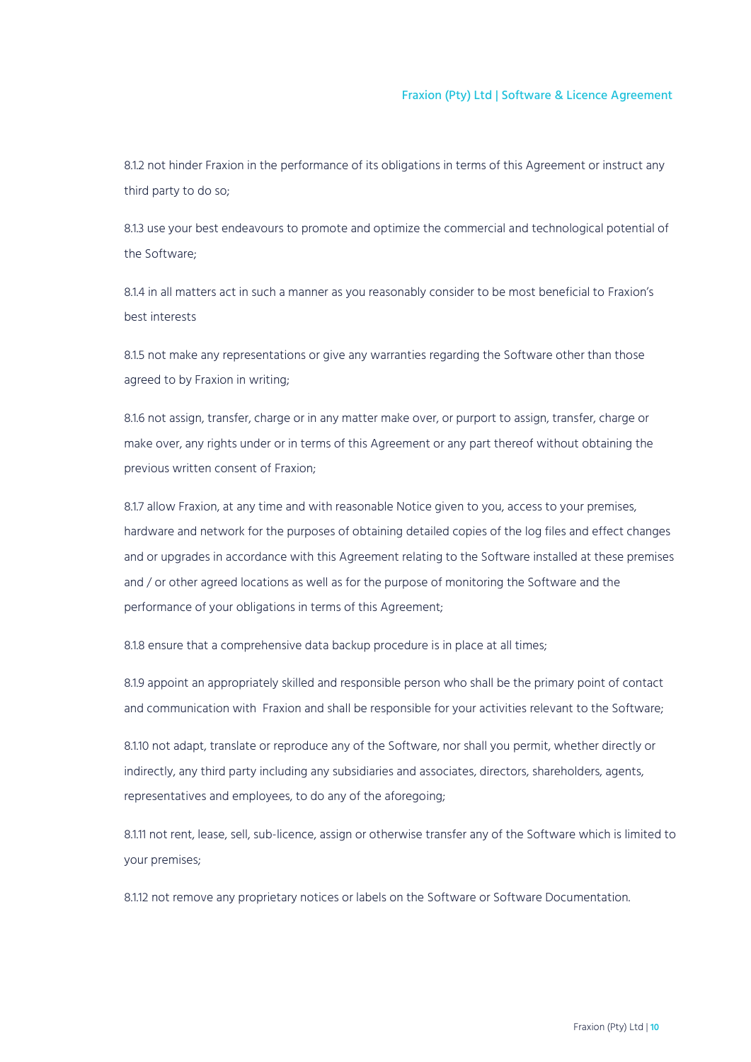8.1.2 not hinder Fraxion in the performance of its obligations in terms of this Agreement or instruct any third party to do so;

8.1.3 use your best endeavours to promote and optimize the commercial and technological potential of the Software;

8.1.4 in all matters act in such a manner as you reasonably consider to be most beneficial to Fraxion's best interests

8.1.5 not make any representations or give any warranties regarding the Software other than those agreed to by Fraxion in writing;

8.1.6 not assign, transfer, charge or in any matter make over, or purport to assign, transfer, charge or make over, any rights under or in terms of this Agreement or any part thereof without obtaining the previous written consent of Fraxion;

8.1.7 allow Fraxion, at any time and with reasonable Notice given to you, access to your premises, hardware and network for the purposes of obtaining detailed copies of the log files and effect changes and or upgrades in accordance with this Agreement relating to the Software installed at these premises and / or other agreed locations as well as for the purpose of monitoring the Software and the performance of your obligations in terms of this Agreement;

8.1.8 ensure that a comprehensive data backup procedure is in place at all times;

8.1.9 appoint an appropriately skilled and responsible person who shall be the primary point of contact and communication with Fraxion and shall be responsible for your activities relevant to the Software;

8.1.10 not adapt, translate or reproduce any of the Software, nor shall you permit, whether directly or indirectly, any third party including any subsidiaries and associates, directors, shareholders, agents, representatives and employees, to do any of the aforegoing;

8.1.11 not rent, lease, sell, sub-licence, assign or otherwise transfer any of the Software which is limited to your premises;

8.1.12 not remove any proprietary notices or labels on the Software or Software Documentation.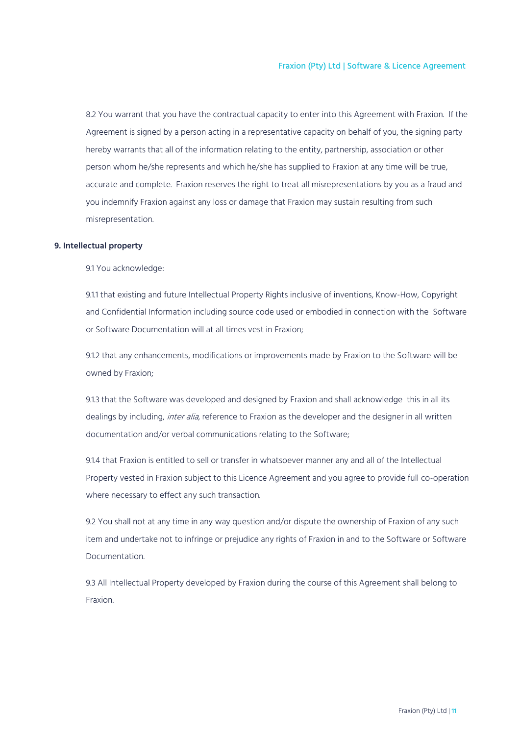8.2 You warrant that you have the contractual capacity to enter into this Agreement with Fraxion. If the Agreement is signed by a person acting in a representative capacity on behalf of you, the signing party hereby warrants that all of the information relating to the entity, partnership, association or other person whom he/she represents and which he/she has supplied to Fraxion at any time will be true, accurate and complete. Fraxion reserves the right to treat all misrepresentations by you as a fraud and you indemnify Fraxion against any loss or damage that Fraxion may sustain resulting from such misrepresentation.

**9. Intellectual property**

9.1 You acknowledge:

9.1.1 that existing and future Intellectual Property Rights inclusive of inventions, Know-How, Copyright and Confidential Information including source code used or embodied in connection with the Software or Software Documentation will at all times vest in Fraxion;

9.1.2 that any enhancements, modifications or improvements made by Fraxion to the Software will be owned by Fraxion;

9.1.3 that the Software was developed and designed by Fraxion and shall acknowledge this in all its dealings by including, *inter alia*, reference to Fraxion as the developer and the designer in all written documentation and/or verbal communications relating to the Software;

9.1.4 that Fraxion is entitled to sell or transfer in whatsoever manner any and all of the Intellectual Property vested in Fraxion subject to this Licence Agreement and you agree to provide full co-operation where necessary to effect any such transaction.

9.2 You shall not at any time in any way question and/or dispute the ownership of Fraxion of any such item and undertake not to infringe or prejudice any rights of Fraxion in and to the Software or Software Documentation.

9.3 All Intellectual Property developed by Fraxion during the course of this Agreement shall belong to Fraxion.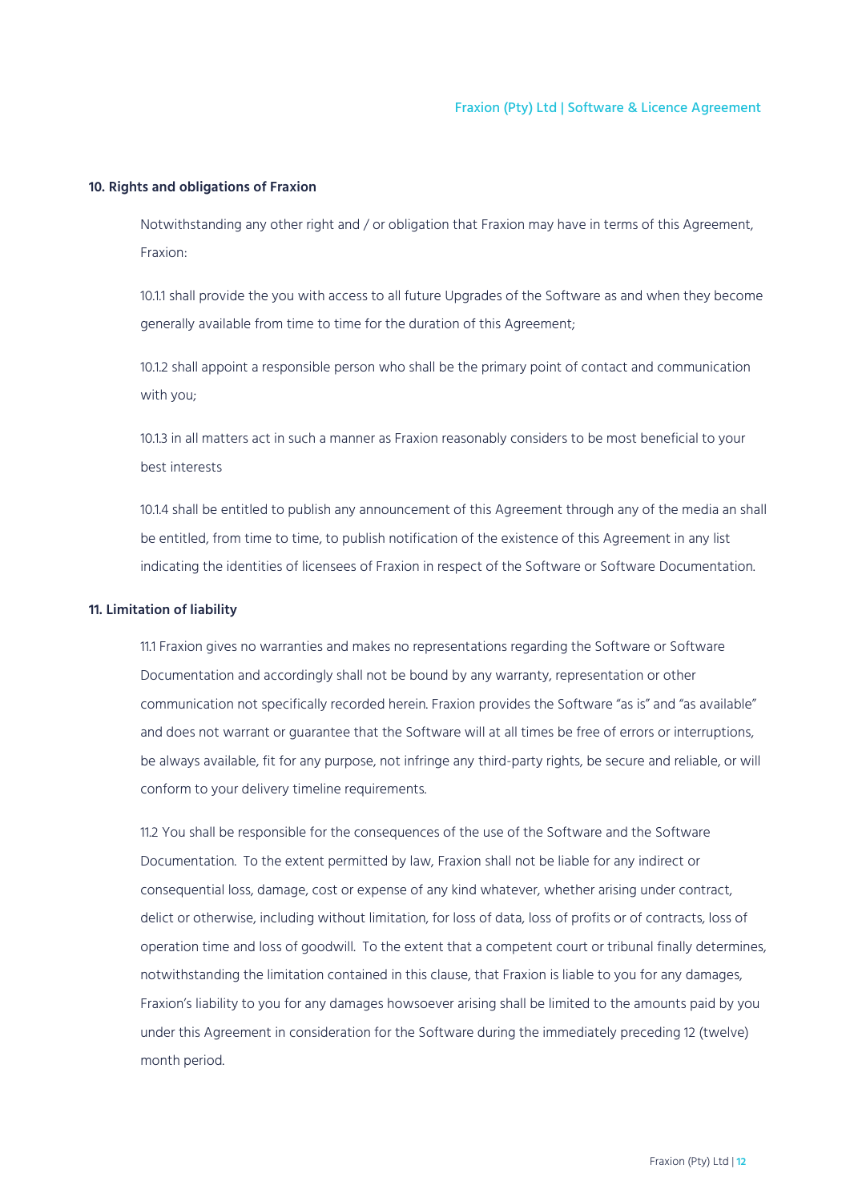**10. Rights and obligations of Fraxion**

Notwithstanding any other right and / or obligation that Fraxion may have in terms of this Agreement, Fraxion:

10.1.1 shall provide the you with access to all future Upgrades of the Software as and when they become generally available from time to time for the duration of this Agreement;

10.1.2 shall appoint a responsible person who shall be the primary point of contact and communication with you;

10.1.3 in all matters act in such a manner as Fraxion reasonably considers to be most beneficial to your best interests

10.1.4 shall be entitled to publish any announcement of this Agreement through any of the media an shall be entitled, from time to time, to publish notification of the existence of this Agreement in any list indicating the identities of licensees of Fraxion in respect of the Software or Software Documentation.

**11. Limitation of liability**

11.1 Fraxion gives no warranties and makes no representations regarding the Software or Software Documentation and accordingly shall not be bound by any warranty, representation or other communication not specifically recorded herein. Fraxion provides the Software "as is" and "as available" and does not warrant or guarantee that the Software will at all times be free of errors or interruptions, be always available, fit for any purpose, not infringe any third-party rights, be secure and reliable, or will conform to your delivery timeline requirements.

11.2 You shall be responsible for the consequences of the use of the Software and the Software Documentation. To the extent permitted by law, Fraxion shall not be liable for any indirect or consequential loss, damage, cost or expense of any kind whatever, whether arising under contract, delict or otherwise, including without limitation, for loss of data, loss of profits or of contracts, loss of operation time and loss of goodwill. To the extent that a competent court or tribunal finally determines, notwithstanding the limitation contained in this clause, that Fraxion is liable to you for any damages, Fraxion's liability to you for any damages howsoever arising shall be limited to the amounts paid by you under this Agreement in consideration for the Software during the immediately preceding 12 (twelve) month period.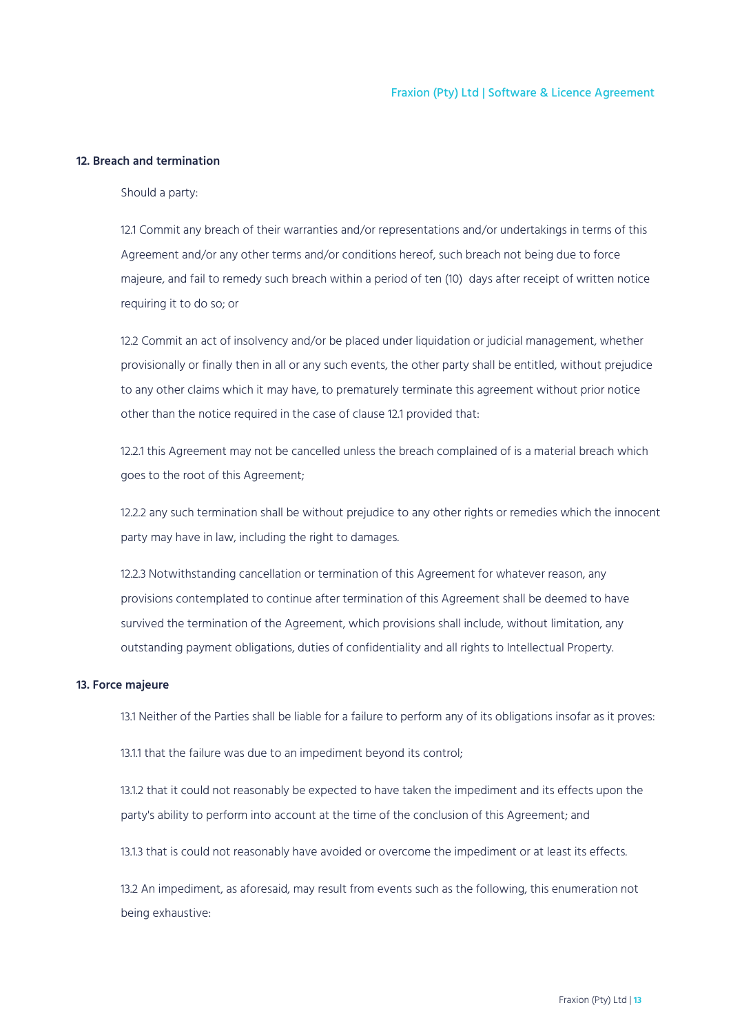## 12. Breach and termination

Should a party:

12.1 Commit any breach of their warranties and/or representations and/or undertakings in terms of this Agreement and/or any other terms and/or conditions hereof, such breach not being due to force majeure, and fail to remedy such breach within a period of ten (10) days after receipt of written notice requiring it to do so; or

12.2 Commit an act of insolvency and/or be placed under liquidation or judicial management, whether provisionally or finally then in all or any such events, the other party shall be entitled, without prejudice to any other claims which it may have, to prematurely terminate this agreement without prior notice other than the notice required in the case of clause 12.1 provided that:

12.2.1 this Agreement may not be cancelled unless the breach complained of is a material breach which goes to the root of this Agreement;

12.2.2 any such termination shall be without prejudice to any other rights or remedies which the innocent party may have in law, including the right to damages.

12.2.3 Notwithstanding cancellation or termination of this Agreement for whatever reason, any provisions contemplated to continue after termination of this Agreement shall be deemed to have survived the termination of the Agreement, which provisions shall include, without limitation, any outstanding payment obligations, duties of confidentiality and all rights to Intellectual Property.

## 13. Force majeure

13.1 Neither of the Parties shall be liable for a failure to perform any of its obligations insofar as it proves:

13.1.1 that the failure was due to an impediment beyond its control;

13.1.2 that it could not reasonably be expected to have taken the impediment and its effects upon the party's ability to perform into account at the time of the conclusion of this Agreement; and

13.1.3 that is could not reasonably have avoided or overcome the impediment or at least its effects.

13.2 An impediment, as aforesaid, may result from events such as the following, this enumeration not being exhaustive: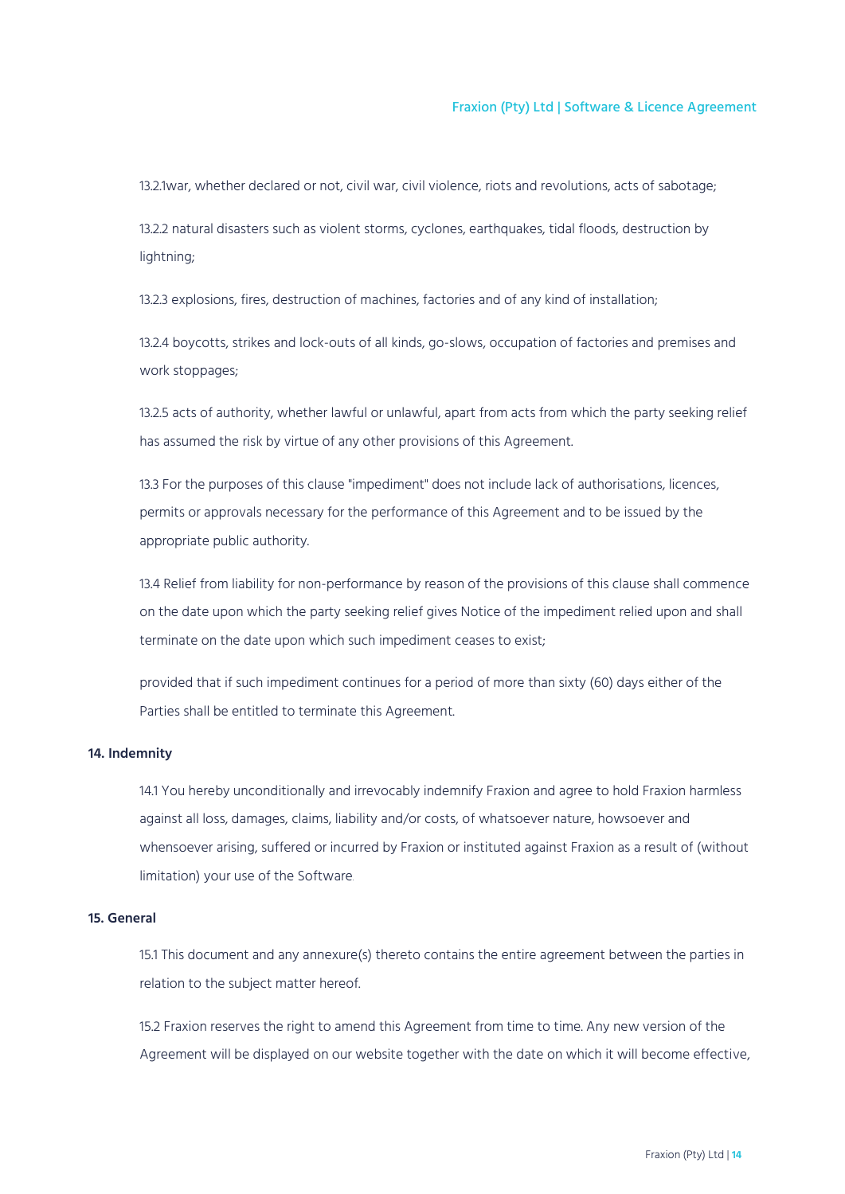13.2.1war, whether declared or not, civil war, civil violence, riots and revolutions, acts of sabotage;

13.2.2 natural disasters such as violent storms, cyclones, earthquakes, tidal floods, destruction by lightning;

13.2.3 explosions, fires, destruction of machines, factories and of any kind of installation;

13.2.4 boycotts, strikes and lock-outs of all kinds, go-slows, occupation of factories and premises and work stoppages;

13.2.5 acts of authority, whether lawful or unlawful, apart from acts from which the party seeking relief has assumed the risk by virtue of any other provisions of this Agreement.

13.3 For the purposes of this clause "impediment" does not include lack of authorisations, licences, permits or approvals necessary for the performance of this Agreement and to be issued by the appropriate public authority.

13.4 Relief from liability for non-performance by reason of the provisions of this clause shall commence on the date upon which the party seeking relief gives Notice of the impediment relied upon and shall terminate on the date upon which such impediment ceases to exist;

provided that if such impediment continues for a period of more than sixty (60) days either of the Parties shall be entitled to terminate this Agreement.

**14. Indemnity**

14.1 You hereby unconditionally and irrevocably indemnify Fraxion and agree to hold Fraxion harmless against all loss, damages, claims, liability and/or costs, of whatsoever nature, howsoever and whensoever arising, suffered or incurred by Fraxion or instituted against Fraxion as a result of (without limitation) your use of the Software.

**15. General**

15.1 This document and any annexure(s) thereto contains the entire agreement between the parties in relation to the subject matter hereof.

15.2 Fraxion reserves the right to amend this Agreement from time to time. Any new version of the Agreement will be displayed on our website together with the date on which it will become effective,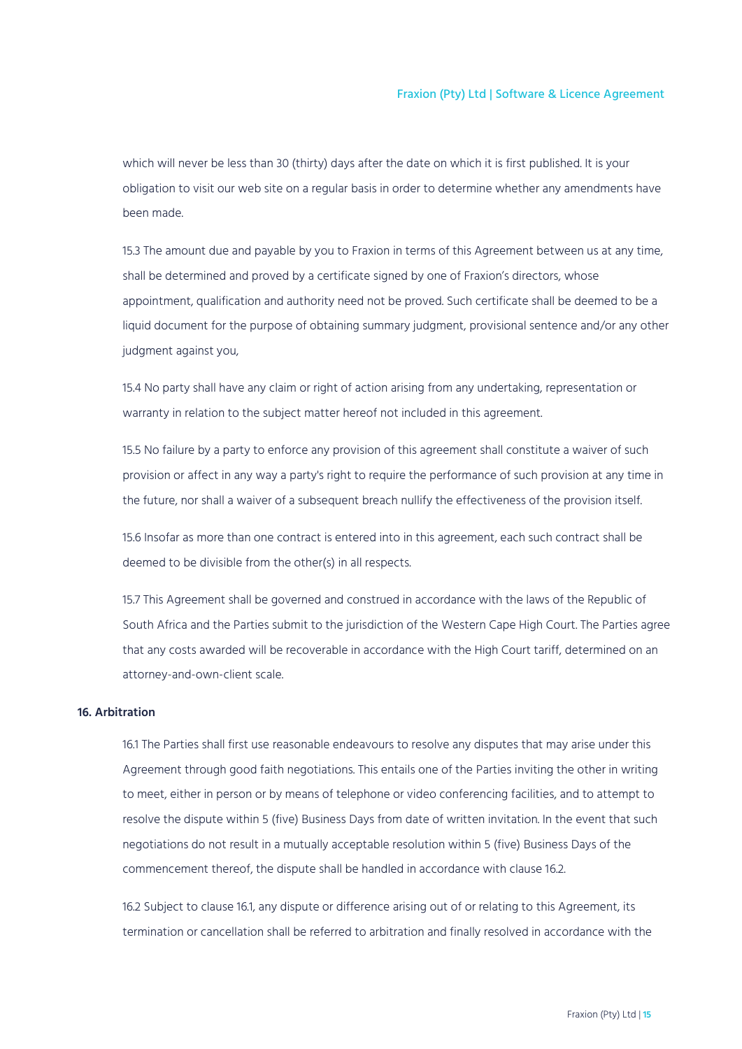which will never be less than 30 (thirty) days after the date on which it is first published. It is your obligation to visit our web site on a regular basis in order to determine whether any amendments have been made.

15.3 The amount due and payable by you to Fraxion in terms of this Agreement between us at any time, shall be determined and proved by a certificate signed by one of Fraxion's directors, whose appointment, qualification and authority need not be proved. Such certificate shall be deemed to be a liquid document for the purpose of obtaining summary judgment, provisional sentence and/or any other judgment against you,

15.4 No party shall have any claim or right of action arising from any undertaking, representation or warranty in relation to the subject matter hereof not included in this agreement.

15.5 No failure by a party to enforce any provision of this agreement shall constitute a waiver of such provision or affect in any way a party's right to require the performance of such provision at any time in the future, nor shall a waiver of a subsequent breach nullify the effectiveness of the provision itself.

15.6 Insofar as more than one contract is entered into in this agreement, each such contract shall be deemed to be divisible from the other(s) in all respects.

15.7 This Agreement shall be governed and construed in accordance with the laws of the Republic of South Africa and the Parties submit to the jurisdiction of the Western Cape High Court. The Parties agree that any costs awarded will be recoverable in accordance with the High Court tariff, determined on an attorney-and-own-client scale.

**16. Arbitration**

16.1 The Parties shall first use reasonable endeavours to resolve any disputes that may arise under this Agreement through good faith negotiations. This entails one of the Parties inviting the other in writing to meet, either in person or by means of telephone or video conferencing facilities, and to attempt to resolve the dispute within 5 (five) Business Days from date of written invitation. In the event that such negotiations do not result in a mutually acceptable resolution within 5 (five) Business Days of the commencement thereof, the dispute shall be handled in accordance with clause 16.2.

16.2 Subject to clause 16.1, any dispute or difference arising out of or relating to this Agreement, its termination or cancellation shall be referred to arbitration and finally resolved in accordance with the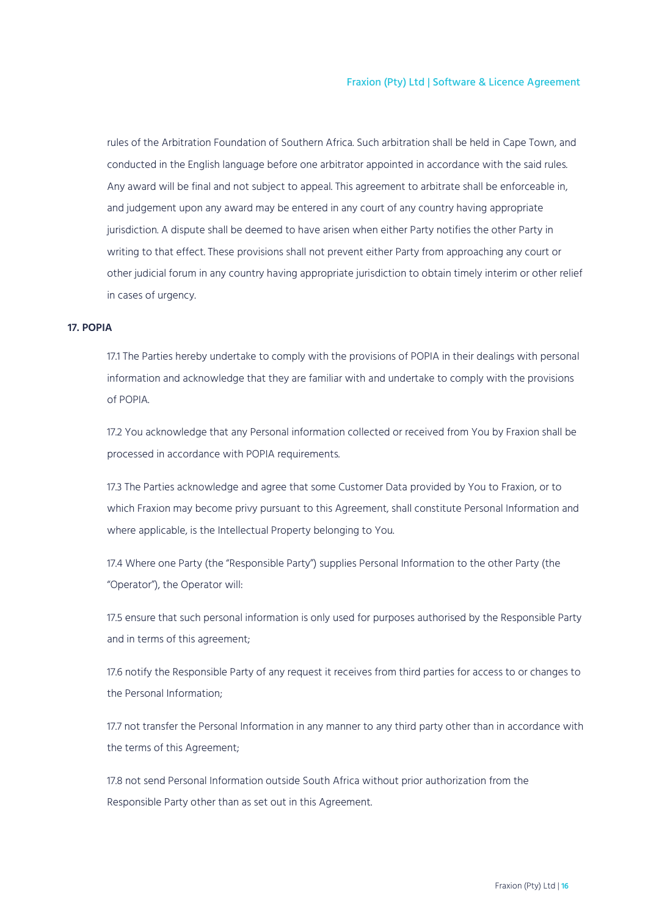rules of the Arbitration Foundation of Southern Africa. Such arbitration shall be held in Cape Town, and conducted in the English language before one arbitrator appointed in accordance with the said rules. Any award will be final and not subject to appeal. This agreement to arbitrate shall be enforceable in, and judgement upon any award may be entered in any court of any country having appropriate jurisdiction. A dispute shall be deemed to have arisen when either Party notifies the other Party in writing to that effect. These provisions shall not prevent either Party from approaching any court or other judicial forum in any country having appropriate jurisdiction to obtain timely interim or other relief in cases of urgency.

**17. POPIA**

17.1 The Parties hereby undertake to comply with the provisions of POPIA in their dealings with personal information and acknowledge that they are familiar with and undertake to comply with the provisions of POPIA.

17.2 You acknowledge that any Personal information collected or received from You by Fraxion shall be processed in accordance with POPIA requirements.

17.3 The Parties acknowledge and agree that some Customer Data provided by You to Fraxion, or to which Fraxion may become privy pursuant to this Agreement, shall constitute Personal Information and where applicable, is the Intellectual Property belonging to You.

17.4 Where one Party (the "Responsible Party") supplies Personal Information to the other Party (the "Operator"), the Operator will:

17.5 ensure that such personal information is only used for purposes authorised by the Responsible Party and in terms of this agreement;

17.6 notify the Responsible Party of any request it receives from third parties for access to or changes to the Personal Information;

17.7 not transfer the Personal Information in any manner to any third party other than in accordance with the terms of this Agreement;

17.8 not send Personal Information outside South Africa without prior authorization from the Responsible Party other than as set out in this Agreement.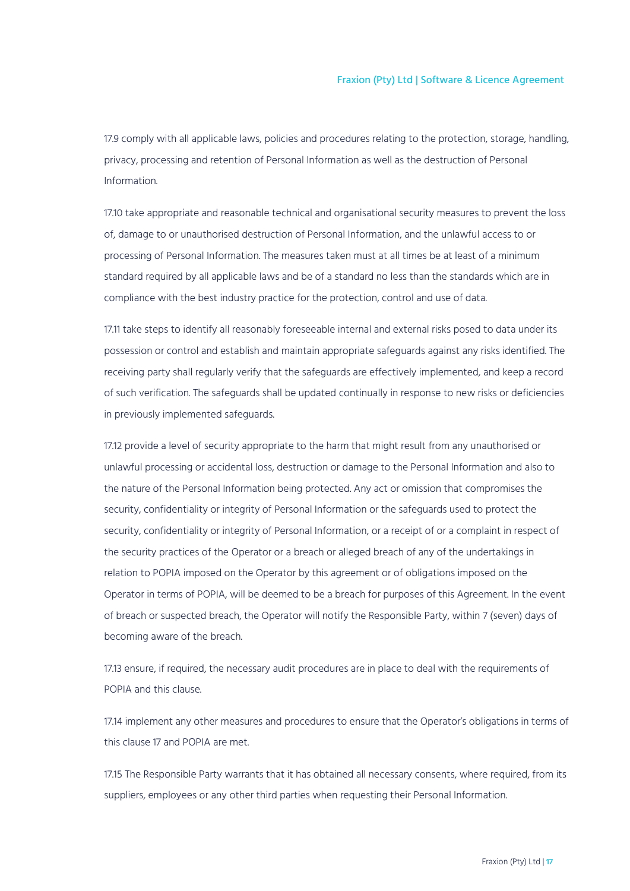17.9 comply with all applicable laws, policies and procedures relating to the protection, storage, handling, privacy, processing and retention of Personal Information as well as the destruction of Personal Information.

17.10 take appropriate and reasonable technical and organisational security measures to prevent the loss of, damage to or unauthorised destruction of Personal Information, and the unlawful access to or processing of Personal Information. The measures taken must at all times be at least of a minimum standard required by all applicable laws and be of a standard no less than the standards which are in compliance with the best industry practice for the protection, control and use of data.

17.11 take steps to identify all reasonably foreseeable internal and external risks posed to data under its possession or control and establish and maintain appropriate safeguards against any risks identified. The receiving party shall regularly verify that the safeguards are effectively implemented, and keep a record of such verification. The safeguards shall be updated continually in response to new risks or deficiencies in previously implemented safeguards.

17.12 provide a level of security appropriate to the harm that might result from any unauthorised or unlawful processing or accidental loss, destruction or damage to the Personal Information and also to the nature of the Personal Information being protected. Any act or omission that compromises the security, confidentiality or integrity of Personal Information or the safeguards used to protect the security, confidentiality or integrity of Personal Information, or a receipt of or a complaint in respect of the security practices of the Operator or a breach or alleged breach of any of the undertakings in relation to POPIA imposed on the Operator by this agreement or of obligations imposed on the Operator in terms of POPIA, will be deemed to be a breach for purposes of this Agreement. In the event of breach or suspected breach, the Operator will notify the Responsible Party, within 7 (seven) days of becoming aware of the breach.

17.13 ensure, if required, the necessary audit procedures are in place to deal with the requirements of POPIA and this clause.

17.14 implement any other measures and procedures to ensure that the Operator's obligations in terms of this clause 17 and POPIA are met.

17.15 The Responsible Party warrants that it has obtained all necessary consents, where required, from its suppliers, employees or any other third parties when requesting their Personal Information.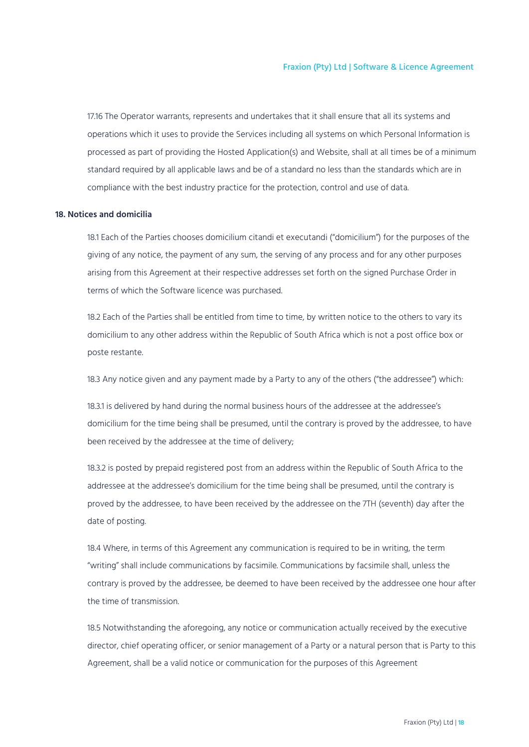17.16 The Operator warrants, represents and undertakes that it shall ensure that all its systems and operations which it uses to provide the Services including all systems on which Personal Information is processed as part of providing the Hosted Application(s) and Website, shall at all times be of a minimum standard required by all applicable laws and be of a standard no less than the standards which are in compliance with the best industry practice for the protection, control and use of data.

**18. Notices and domicilia**

18.1 Each of the Parties chooses domicilium citandi et executandi ("domicilium") for the purposes of the giving of any notice, the payment of any sum, the serving of any process and for any other purposes arising from this Agreement at their respective addresses set forth on the signed Purchase Order in terms of which the Software licence was purchased.

18.2 Each of the Parties shall be entitled from time to time, by written notice to the others to vary its domicilium to any other address within the Republic of South Africa which is not a post office box or poste restante.

18.3 Any notice given and any payment made by a Party to any of the others ("the addressee") which:

18.3.1 is delivered by hand during the normal business hours of the addressee at the addressee's domicilium for the time being shall be presumed, until the contrary is proved by the addressee, to have been received by the addressee at the time of delivery;

18.3.2 is posted by prepaid registered post from an address within the Republic of South Africa to the addressee at the addressee's domicilium for the time being shall be presumed, until the contrary is proved by the addressee, to have been received by the addressee on the 7TH (seventh) day after the date of posting.

18.4 Where, in terms of this Agreement any communication is required to be in writing, the term "writing" shall include communications by facsimile. Communications by facsimile shall, unless the contrary is proved by the addressee, be deemed to have been received by the addressee one hour after the time of transmission.

18.5 Notwithstanding the aforegoing, any notice or communication actually received by the executive director, chief operating officer, or senior management of a Party or a natural person that is Party to this Agreement, shall be a valid notice or communication for the purposes of this Agreement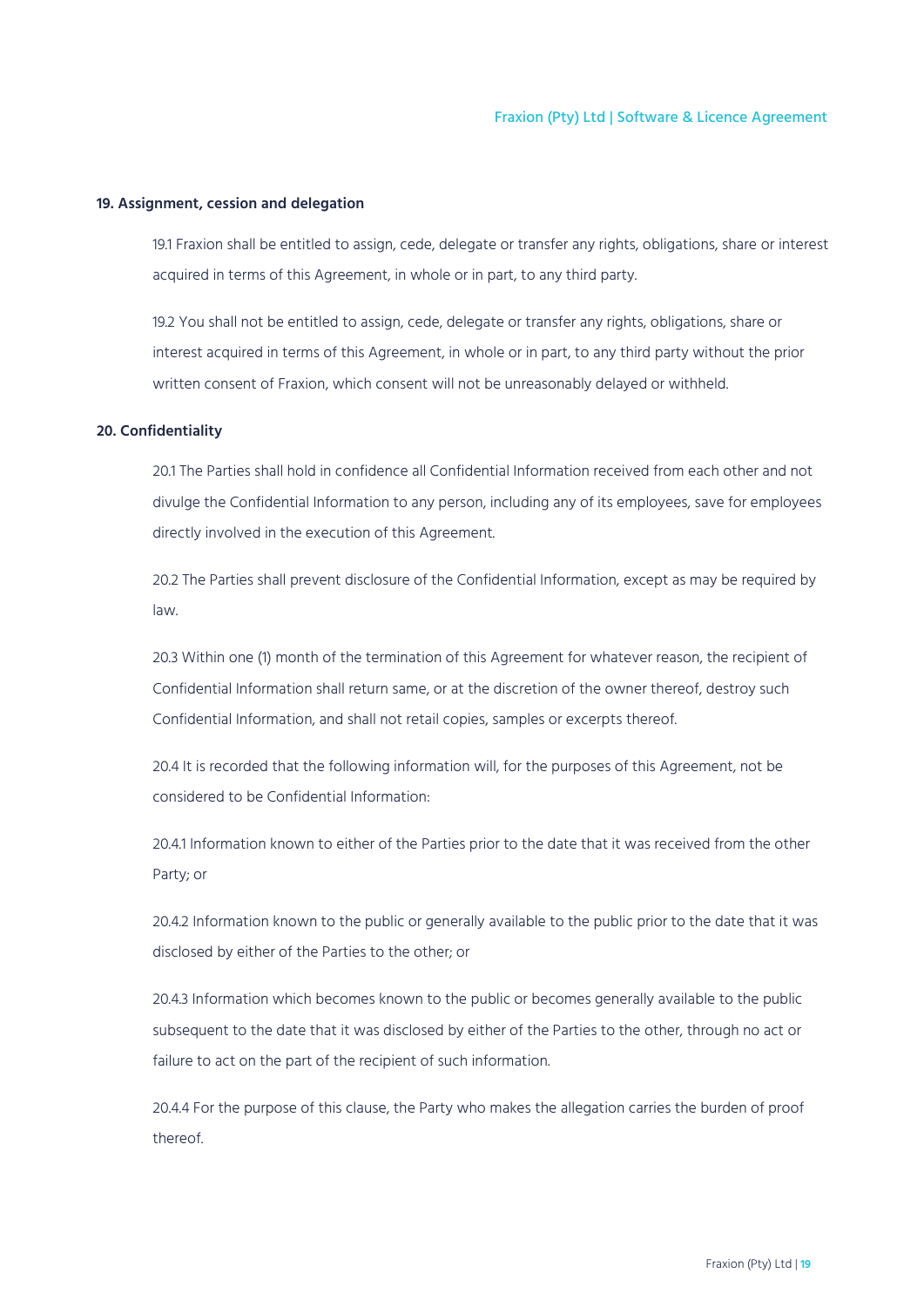**19. Assignment, cession and delegation**

19.1 Fraxion shall be entitled to assign, cede, delegate or transfer any rights, obligations, share or interest acquired in terms of this Agreement, in whole or in part, to any third party.

19.2 You shall not be entitled to assign, cede, delegate or transfer any rights, obligations, share or interest acquired in terms of this Agreement, in whole or in part, to any third party without the prior written consent of Fraxion, which consent will not be unreasonably delayed or withheld.

**20. Confidentiality**

20.1 The Parties shall hold in confidence all Confidential Information received from each other and not divulge the Confidential Information to any person, including any of its employees, save for employees directly involved in the execution of this Agreement.

20.2 The Parties shall prevent disclosure of the Confidential Information, except as may be required by law.

20.3 Within one (1) month of the termination of this Agreement for whatever reason, the recipient of Confidential Information shall return same, or at the discretion of the owner thereof, destroy such Confidential Information, and shall not retail copies, samples or excerpts thereof.

20.4 It is recorded that the following information will, for the purposes of this Agreement, not be considered to be Confidential Information:

20.4.1 Information known to either of the Parties prior to the date that it was received from the other Party; or

20.4.2 Information known to the public or generally available to the public prior to the date that it was disclosed by either of the Parties to the other; or

20.4.3 Information which becomes known to the public or becomes generally available to the public subsequent to the date that it was disclosed by either of the Parties to the other, through no act or failure to act on the part of the recipient of such information.

20.4.4 For the purpose of this clause, the Party who makes the allegation carries the burden of proof thereof.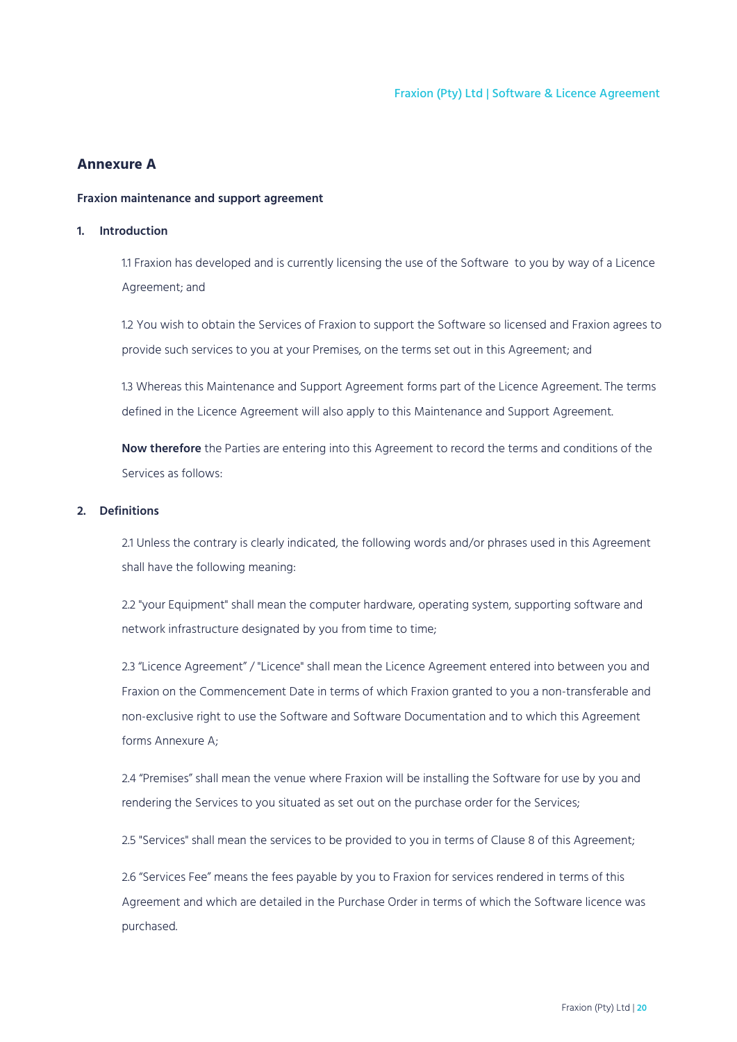## Annexure A

**Fraxion maintenance and support agreement**

### 1. Introduction

1.1 Fraxion has developed and is currently licensing the use of the Software to you by way of a Licence Agreement; and

1.2 You wish to obtain the Services of Fraxion to support the Software so licensed and Fraxion agrees to provide such services to you at your Premises, on the terms set out in this Agreement; and

1.3 Whereas this Maintenance and Support Agreement forms part of the Licence Agreement. The terms defined in the Licence Agreement will also apply to this Maintenance and Support Agreement.

**Now therefore** the Parties are entering into this Agreement to record the terms and conditions of the Services as follows:

### 2. Definitions

2.1 Unless the contrary is clearly indicated, the following words and/or phrases used in this Agreement shall have the following meaning:

2.2 "your Equipment" shall mean the computer hardware, operating system, supporting software and network infrastructure designated by you from time to time;

2.3 "Licence Agreement" / "Licence" shall mean the Licence Agreement entered into between you and Fraxion on the Commencement Date in terms of which Fraxion granted to you a non-transferable and non-exclusive right to use the Software and Software Documentation and to which this Agreement forms Annexure A;

2.4 "Premises" shall mean the venue where Fraxion will be installing the Software for use by you and rendering the Services to you situated as set out on the purchase order for the Services;

2.5 "Services" shall mean the services to be provided to you in terms of Clause 8 of this Agreement;

2.6 "Services Fee" means the fees payable by you to Fraxion for services rendered in terms of this Agreement and which are detailed in the Purchase Order in terms of which the Software licence was purchased.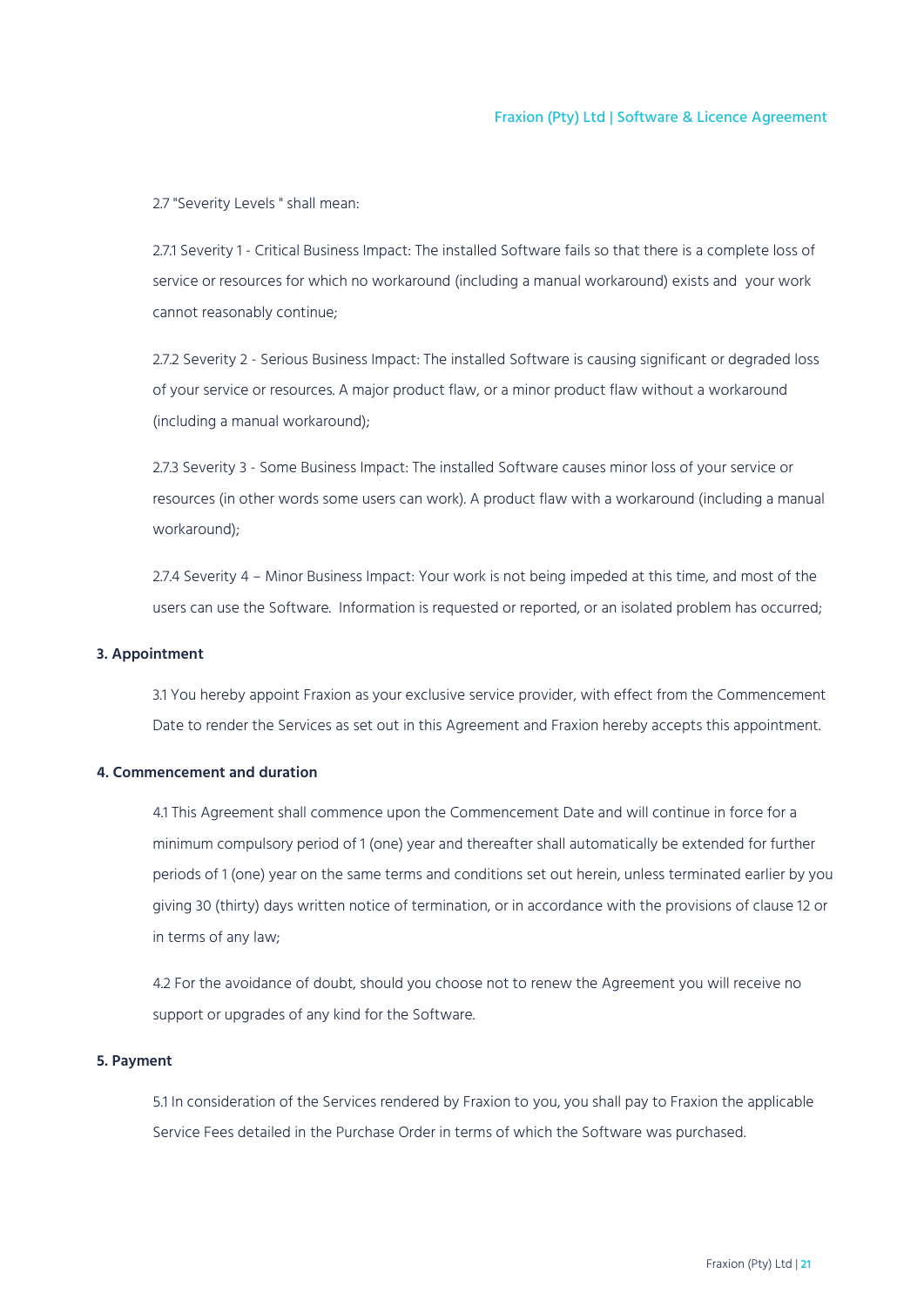2.7 "Severity Levels " shall mean:

2.7.1 Severity 1 - Critical Business Impact: The installed Software fails so that there is a complete loss of service or resources for which no workaround (including a manual workaround) exists and your work cannot reasonably continue;

2.7.2 Severity 2 - Serious Business Impact: The installed Software is causing significant or degraded loss of your service or resources. A major product flaw, or a minor product flaw without a workaround (including a manual workaround);

2.7.3 Severity 3 - Some Business Impact: The installed Software causes minor loss of your service or resources (in other words some users can work). A product flaw with a workaround (including a manual workaround);

2.7.4 Severity 4 – Minor Business Impact: Your work is not being impeded at this time, and most of the users can use the Software. Information is requested or reported, or an isolated problem has occurred;

**3. Appointment**

3.1 You hereby appoint Fraxion as your exclusive service provider, with effect from the Commencement Date to render the Services as set out in this Agreement and Fraxion hereby accepts this appointment.

**4. Commencement and duration**

4.1 This Agreement shall commence upon the Commencement Date and will continue in force for a minimum compulsory period of 1 (one) year and thereafter shall automatically be extended for further periods of 1 (one) year on the same terms and conditions set out herein, unless terminated earlier by you giving 30 (thirty) days written notice of termination, or in accordance with the provisions of clause 12 or in terms of any law;

4.2 For the avoidance of doubt, should you choose not to renew the Agreement you will receive no support or upgrades of any kind for the Software.

**5. Payment**

5.1 In consideration of the Services rendered by Fraxion to you, you shall pay to Fraxion the applicable Service Fees detailed in the Purchase Order in terms of which the Software was purchased.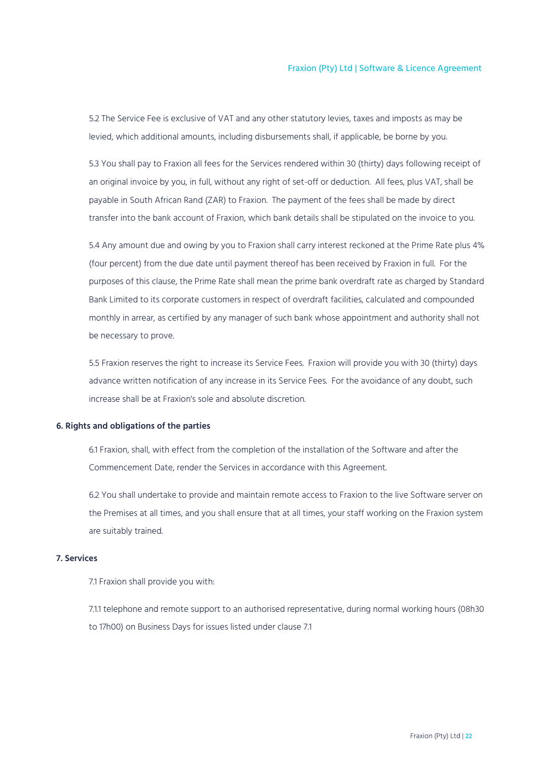5.2 The Service Fee is exclusive of VAT and any other statutory levies, taxes and imposts as may be levied, which additional amounts, including disbursements shall, if applicable, be borne by you.

5.3 You shall pay to Fraxion all fees for the Services rendered within 30 (thirty) days following receipt of an original invoice by you, in full, without any right of set-off or deduction. All fees, plus VAT, shall be payable in South African Rand (ZAR) to Fraxion. The payment of the fees shall be made by direct transfer into the bank account of Fraxion, which bank details shall be stipulated on the invoice to you.

5.4 Any amount due and owing by you to Fraxion shall carry interest reckoned at the Prime Rate plus 4% (four percent) from the due date until payment thereof has been received by Fraxion in full. For the purposes of this clause, the Prime Rate shall mean the prime bank overdraft rate as charged by Standard Bank Limited to its corporate customers in respect of overdraft facilities, calculated and compounded monthly in arrear, as certified by any manager of such bank whose appointment and authority shall not be necessary to prove.

5.5 Fraxion reserves the right to increase its Service Fees. Fraxion will provide you with 30 (thirty) days advance written notification of any increase in its Service Fees. For the avoidance of any doubt, such increase shall be at Fraxion's sole and absolute discretion.

**6. Rights and obligations of the parties**

6.1 Fraxion, shall, with effect from the completion of the installation of the Software and after the Commencement Date, render the Services in accordance with this Agreement.

6.2 You shall undertake to provide and maintain remote access to Fraxion to the live Software server on the Premises at all times, and you shall ensure that at all times, your staff working on the Fraxion system are suitably trained.

**7. Services**

7.1 Fraxion shall provide you with:

7.1.1 telephone and remote support to an authorised representative, during normal working hours (08h30 to 17h00) on Business Days for issues listed under clause 7.1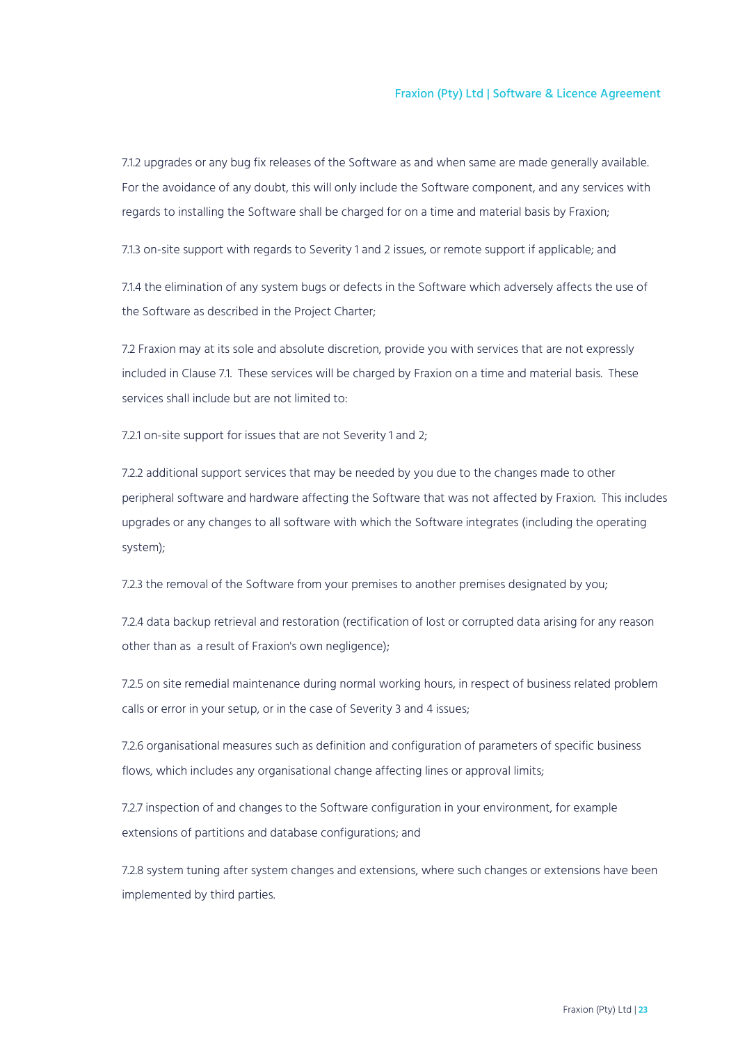7.1.2 upgrades or any bug fix releases of the Software as and when same are made generally available. For the avoidance of any doubt, this will only include the Software component, and any services with regards to installing the Software shall be charged for on a time and material basis by Fraxion;

7.1.3 on-site support with regards to Severity 1 and 2 issues, or remote support if applicable; and

7.1.4 the elimination of any system bugs or defects in the Software which adversely affects the use of the Software as described in the Project Charter;

7.2 Fraxion may at its sole and absolute discretion, provide you with services that are not expressly included in Clause 7.1. These services will be charged by Fraxion on a time and material basis. These services shall include but are not limited to:

7.2.1 on-site support for issues that are not Severity 1 and 2;

7.2.2 additional support services that may be needed by you due to the changes made to other peripheral software and hardware affecting the Software that was not affected by Fraxion. This includes upgrades or any changes to all software with which the Software integrates (including the operating system);

7.2.3 the removal of the Software from your premises to another premises designated by you;

7.2.4 data backup retrieval and restoration (rectification of lost or corrupted data arising for any reason other than as a result of Fraxion's own negligence);

7.2.5 on site remedial maintenance during normal working hours, in respect of business related problem calls or error in your setup, or in the case of Severity 3 and 4 issues;

7.2.6 organisational measures such as definition and configuration of parameters of specific business flows, which includes any organisational change affecting lines or approval limits;

7.2.7 inspection of and changes to the Software configuration in your environment, for example extensions of partitions and database configurations; and

7.2.8 system tuning after system changes and extensions, where such changes or extensions have been implemented by third parties.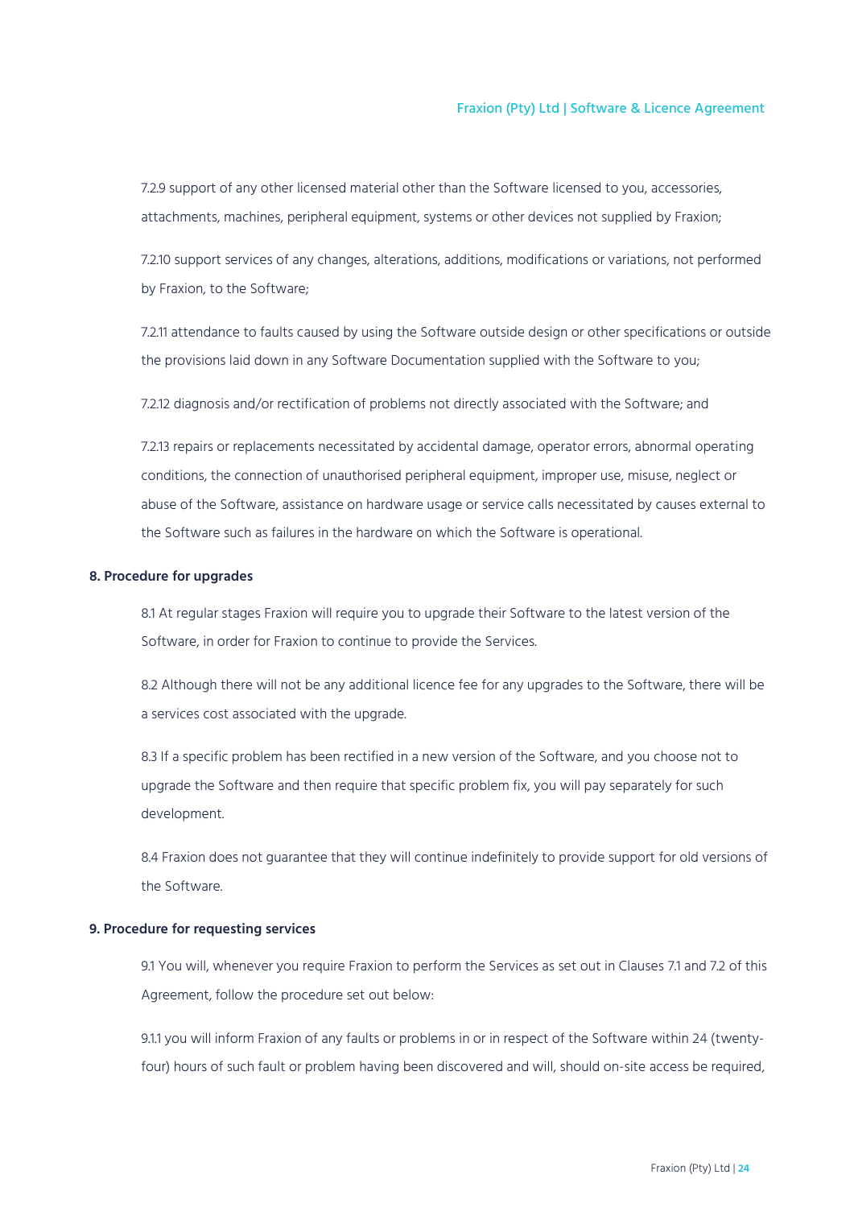7.2.9 support of any other licensed material other than the Software licensed to you, accessories, attachments, machines, peripheral equipment, systems or other devices not supplied by Fraxion;

7.2.10 support services of any changes, alterations, additions, modifications or variations, not performed by Fraxion, to the Software;

7.2.11 attendance to faults caused by using the Software outside design or other specifications or outside the provisions laid down in any Software Documentation supplied with the Software to you;

7.2.12 diagnosis and/or rectification of problems not directly associated with the Software; and

7.2.13 repairs or replacements necessitated by accidental damage, operator errors, abnormal operating conditions, the connection of unauthorised peripheral equipment, improper use, misuse, neglect or abuse of the Software, assistance on hardware usage or service calls necessitated by causes external to the Software such as failures in the hardware on which the Software is operational.

**8. Procedure for upgrades**

8.1 At regular stages Fraxion will require you to upgrade their Software to the latest version of the Software, in order for Fraxion to continue to provide the Services.

8.2 Although there will not be any additional licence fee for any upgrades to the Software, there will be a services cost associated with the upgrade.

8.3 If a specific problem has been rectified in a new version of the Software, and you choose not to upgrade the Software and then require that specific problem fix, you will pay separately for such development.

8.4 Fraxion does not guarantee that they will continue indefinitely to provide support for old versions of the Software.

**9. Procedure for requesting services**

9.1 You will, whenever you require Fraxion to perform the Services as set out in Clauses 7.1 and 7.2 of this Agreement, follow the procedure set out below:

9.1.1 you will inform Fraxion of any faults or problems in or in respect of the Software within 24 (twenty-four) hours of such fault or problem having been discovered and will, should on-site access be required,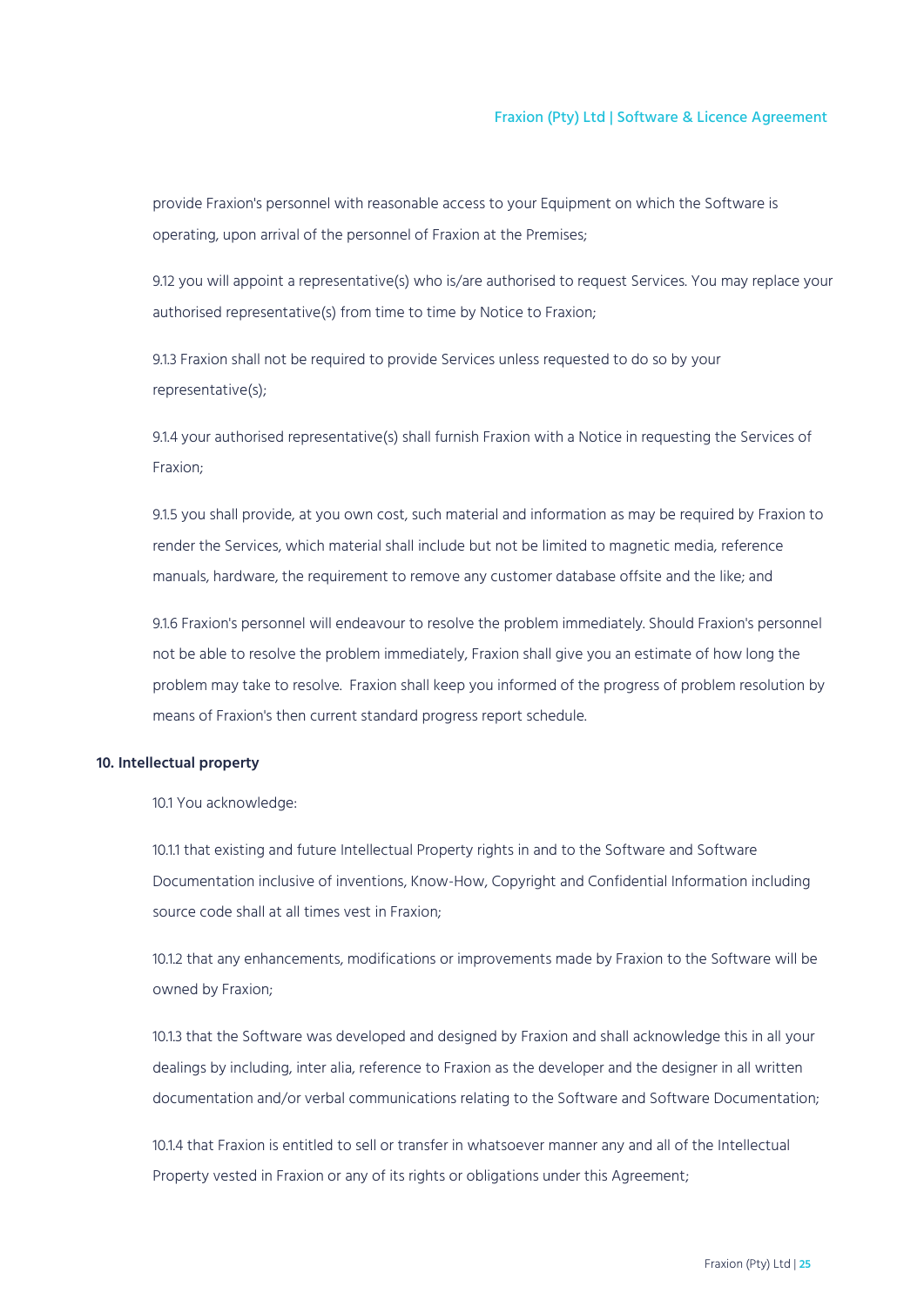provide Fraxion's personnel with reasonable access to your Equipment on which the Software is operating, upon arrival of the personnel of Fraxion at the Premises;

9.12 you will appoint a representative(s) who is/are authorised to request Services. You may replace your authorised representative(s) from time to time by Notice to Fraxion;

9.1.3 Fraxion shall not be required to provide Services unless requested to do so by your representative(s);

9.1.4 your authorised representative(s) shall furnish Fraxion with a Notice in requesting the Services of Fraxion;

9.1.5 you shall provide, at you own cost, such material and information as may be required by Fraxion to render the Services, which material shall include but not be limited to magnetic media, reference manuals, hardware, the requirement to remove any customer database offsite and the like; and

9.1.6 Fraxion's personnel will endeavour to resolve the problem immediately. Should Fraxion's personnel not be able to resolve the problem immediately, Fraxion shall give you an estimate of how long the problem may take to resolve. Fraxion shall keep you informed of the progress of problem resolution by means of Fraxion's then current standard progress report schedule.

**10. Intellectual property**

10.1 You acknowledge:

10.1.1 that existing and future Intellectual Property rights in and to the Software and Software Documentation inclusive of inventions, Know-How, Copyright and Confidential Information including source code shall at all times vest in Fraxion;

10.1.2 that any enhancements, modifications or improvements made by Fraxion to the Software will be owned by Fraxion;

10.1.3 that the Software was developed and designed by Fraxion and shall acknowledge this in all your dealings by including, inter alia, reference to Fraxion as the developer and the designer in all written documentation and/or verbal communications relating to the Software and Software Documentation;

10.1.4 that Fraxion is entitled to sell or transfer in whatsoever manner any and all of the Intellectual Property vested in Fraxion or any of its rights or obligations under this Agreement;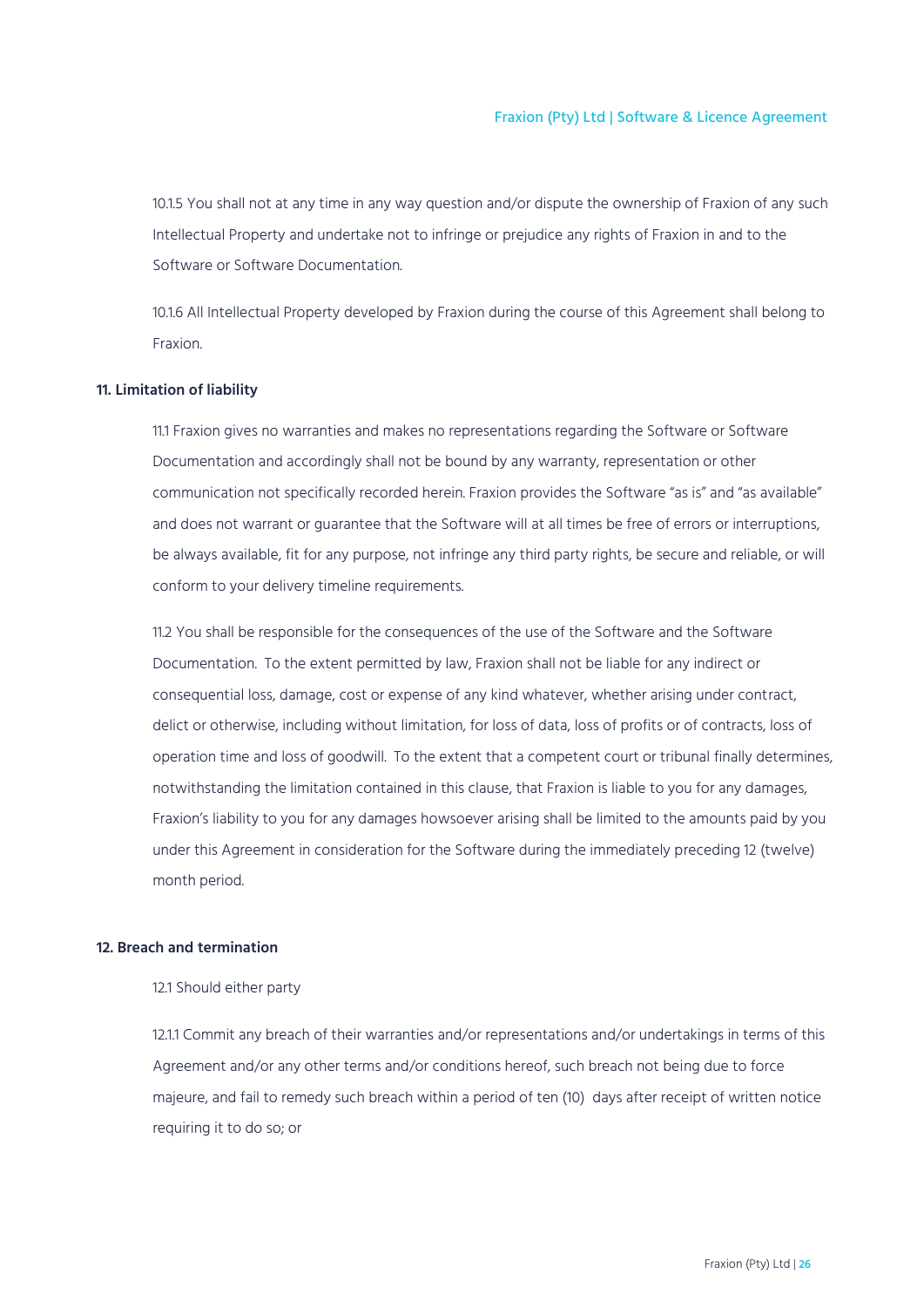10.1.5 You shall not at any time in any way question and/or dispute the ownership of Fraxion of any such Intellectual Property and undertake not to infringe or prejudice any rights of Fraxion in and to the Software or Software Documentation.

10.1.6 All Intellectual Property developed by Fraxion during the course of this Agreement shall belong to Fraxion.

**11. Limitation of liability**

11.1 Fraxion gives no warranties and makes no representations regarding the Software or Software Documentation and accordingly shall not be bound by any warranty, representation or other communication not specifically recorded herein. Fraxion provides the Software "as is" and "as available" and does not warrant or guarantee that the Software will at all times be free of errors or interruptions, be always available, fit for any purpose, not infringe any third party rights, be secure and reliable, or will conform to your delivery timeline requirements.

11.2 You shall be responsible for the consequences of the use of the Software and the Software Documentation. To the extent permitted by law, Fraxion shall not be liable for any indirect or consequential loss, damage, cost or expense of any kind whatever, whether arising under contract, delict or otherwise, including without limitation, for loss of data, loss of profits or of contracts, loss of operation time and loss of goodwill. To the extent that a competent court or tribunal finally determines, notwithstanding the limitation contained in this clause, that Fraxion is liable to you for any damages, Fraxion's liability to you for any damages howsoever arising shall be limited to the amounts paid by you under this Agreement in consideration for the Software during the immediately preceding 12 (twelve) month period.

**12. Breach and termination**

12.1 Should either party

12.1.1 Commit any breach of their warranties and/or representations and/or undertakings in terms of this Agreement and/or any other terms and/or conditions hereof, such breach not being due to force majeure, and fail to remedy such breach within a period of ten (10) days after receipt of written notice requiring it to do so; or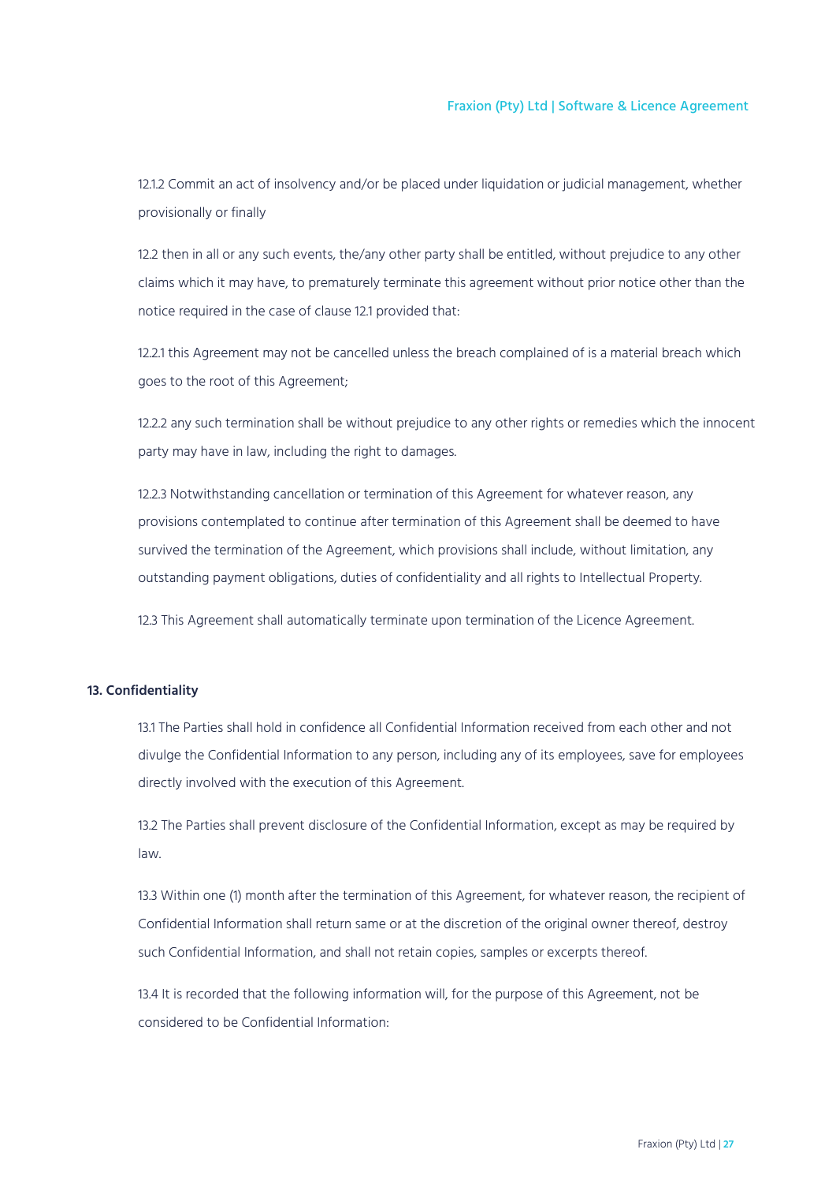12.1.2 Commit an act of insolvency and/or be placed under liquidation or judicial management, whether provisionally or finally

12.2 then in all or any such events, the/any other party shall be entitled, without prejudice to any other claims which it may have, to prematurely terminate this agreement without prior notice other than the notice required in the case of clause 12.1 provided that:

12.2.1 this Agreement may not be cancelled unless the breach complained of is a material breach which goes to the root of this Agreement;

12.2.2 any such termination shall be without prejudice to any other rights or remedies which the innocent party may have in law, including the right to damages.

12.2.3 Notwithstanding cancellation or termination of this Agreement for whatever reason, any provisions contemplated to continue after termination of this Agreement shall be deemed to have survived the termination of the Agreement, which provisions shall include, without limitation, any outstanding payment obligations, duties of confidentiality and all rights to Intellectual Property.

12.3 This Agreement shall automatically terminate upon termination of the Licence Agreement.

**13. Confidentiality**

13.1 The Parties shall hold in confidence all Confidential Information received from each other and not divulge the Confidential Information to any person, including any of its employees, save for employees directly involved with the execution of this Agreement.

13.2 The Parties shall prevent disclosure of the Confidential Information, except as may be required by law.

13.3 Within one (1) month after the termination of this Agreement, for whatever reason, the recipient of Confidential Information shall return same or at the discretion of the original owner thereof, destroy such Confidential Information, and shall not retain copies, samples or excerpts thereof.

13.4 It is recorded that the following information will, for the purpose of this Agreement, not be considered to be Confidential Information: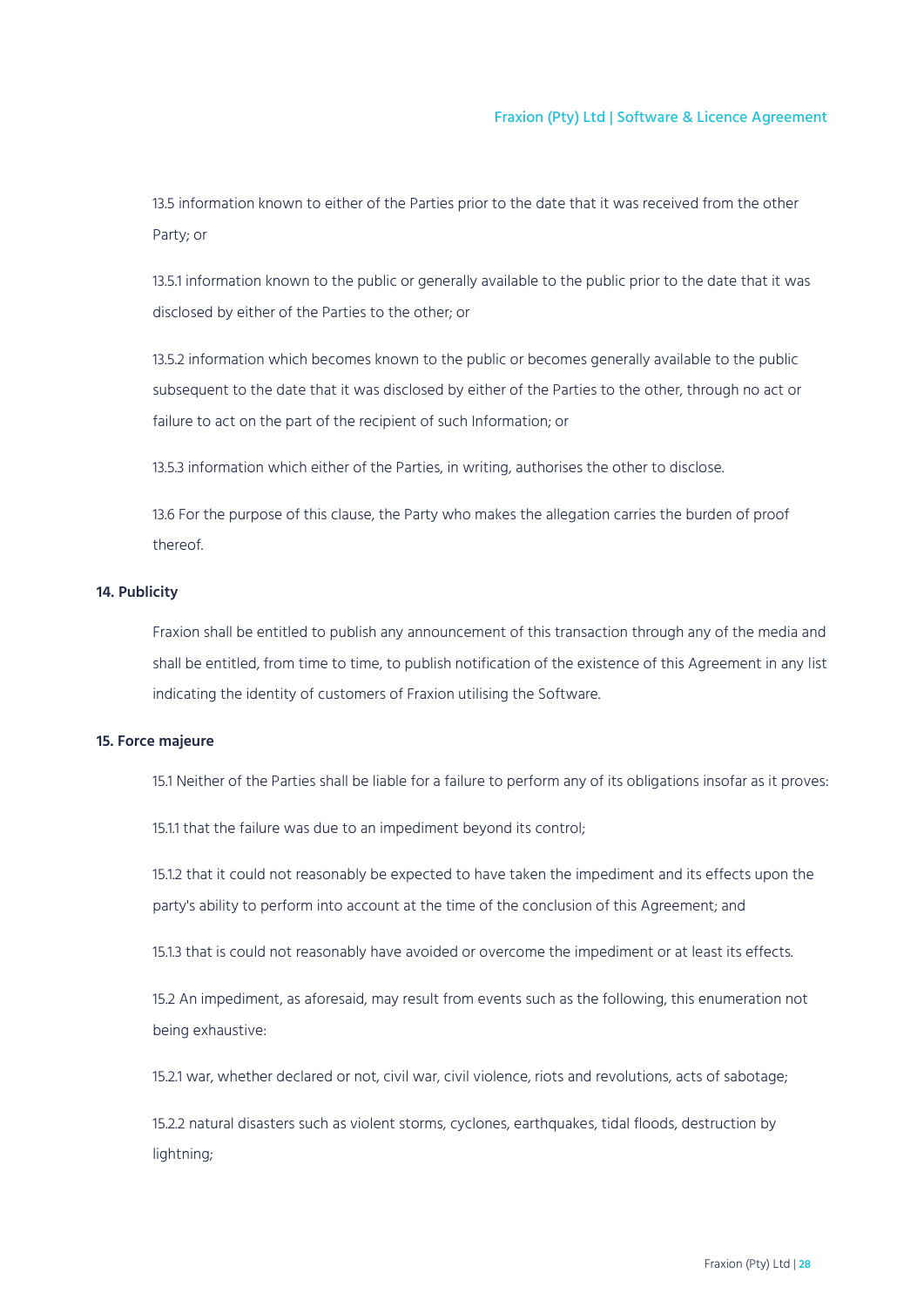13.5 information known to either of the Parties prior to the date that it was received from the other Party; or

13.5.1 information known to the public or generally available to the public prior to the date that it was disclosed by either of the Parties to the other; or

13.5.2 information which becomes known to the public or becomes generally available to the public subsequent to the date that it was disclosed by either of the Parties to the other, through no act or failure to act on the part of the recipient of such Information; or

13.5.3 information which either of the Parties, in writing, authorises the other to disclose.

13.6 For the purpose of this clause, the Party who makes the allegation carries the burden of proof thereof.

**14. Publicity**

Fraxion shall be entitled to publish any announcement of this transaction through any of the media and shall be entitled, from time to time, to publish notification of the existence of this Agreement in any list indicating the identity of customers of Fraxion utilising the Software.

**15. Force majeure**

15.1 Neither of the Parties shall be liable for a failure to perform any of its obligations insofar as it proves:

15.1.1 that the failure was due to an impediment beyond its control;

15.1.2 that it could not reasonably be expected to have taken the impediment and its effects upon the party's ability to perform into account at the time of the conclusion of this Agreement; and

15.1.3 that is could not reasonably have avoided or overcome the impediment or at least its effects.

15.2 An impediment, as aforesaid, may result from events such as the following, this enumeration not being exhaustive:

15.2.1 war, whether declared or not, civil war, civil violence, riots and revolutions, acts of sabotage;

15.2.2 natural disasters such as violent storms, cyclones, earthquakes, tidal floods, destruction by lightning;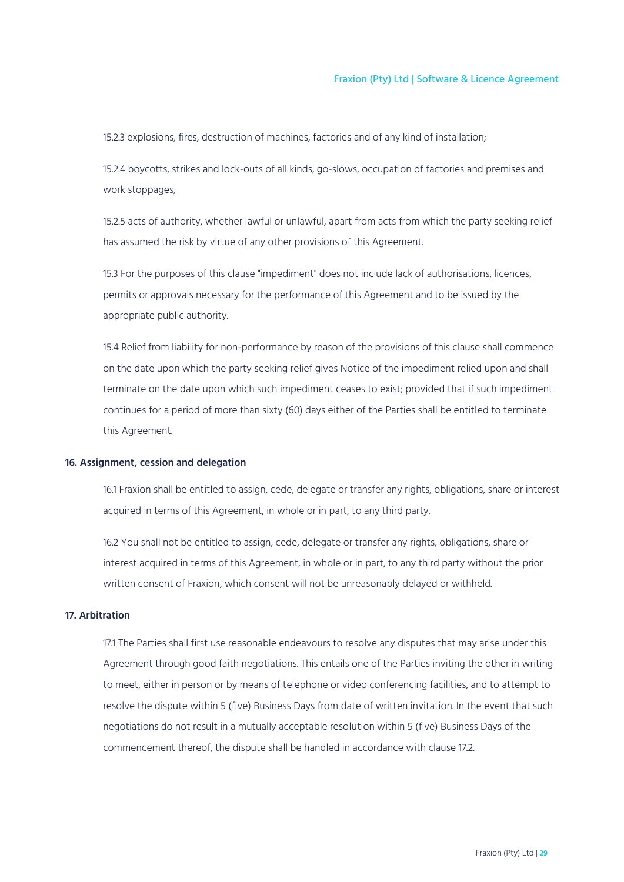15.2.3 explosions, fires, destruction of machines, factories and of any kind of installation;

15.2.4 boycotts, strikes and lock-outs of all kinds, go-slows, occupation of factories and premises and work stoppages;

15.2.5 acts of authority, whether lawful or unlawful, apart from acts from which the party seeking relief has assumed the risk by virtue of any other provisions of this Agreement.

15.3 For the purposes of this clause "impediment" does not include lack of authorisations, licences, permits or approvals necessary for the performance of this Agreement and to be issued by the appropriate public authority.

15.4 Relief from liability for non-performance by reason of the provisions of this clause shall commence on the date upon which the party seeking relief gives Notice of the impediment relied upon and shall terminate on the date upon which such impediment ceases to exist; provided that if such impediment continues for a period of more than sixty (60) days either of the Parties shall be entitled to terminate this Agreement.

**16. Assignment, cession and delegation**

16.1 Fraxion shall be entitled to assign, cede, delegate or transfer any rights, obligations, share or interest acquired in terms of this Agreement, in whole or in part, to any third party.

16.2 You shall not be entitled to assign, cede, delegate or transfer any rights, obligations, share or interest acquired in terms of this Agreement, in whole or in part, to any third party without the prior written consent of Fraxion, which consent will not be unreasonably delayed or withheld.

**17. Arbitration**

17.1 The Parties shall first use reasonable endeavours to resolve any disputes that may arise under this Agreement through good faith negotiations. This entails one of the Parties inviting the other in writing to meet, either in person or by means of telephone or video conferencing facilities, and to attempt to resolve the dispute within 5 (five) Business Days from date of written invitation. In the event that such negotiations do not result in a mutually acceptable resolution within 5 (five) Business Days of the commencement thereof, the dispute shall be handled in accordance with clause 17.2.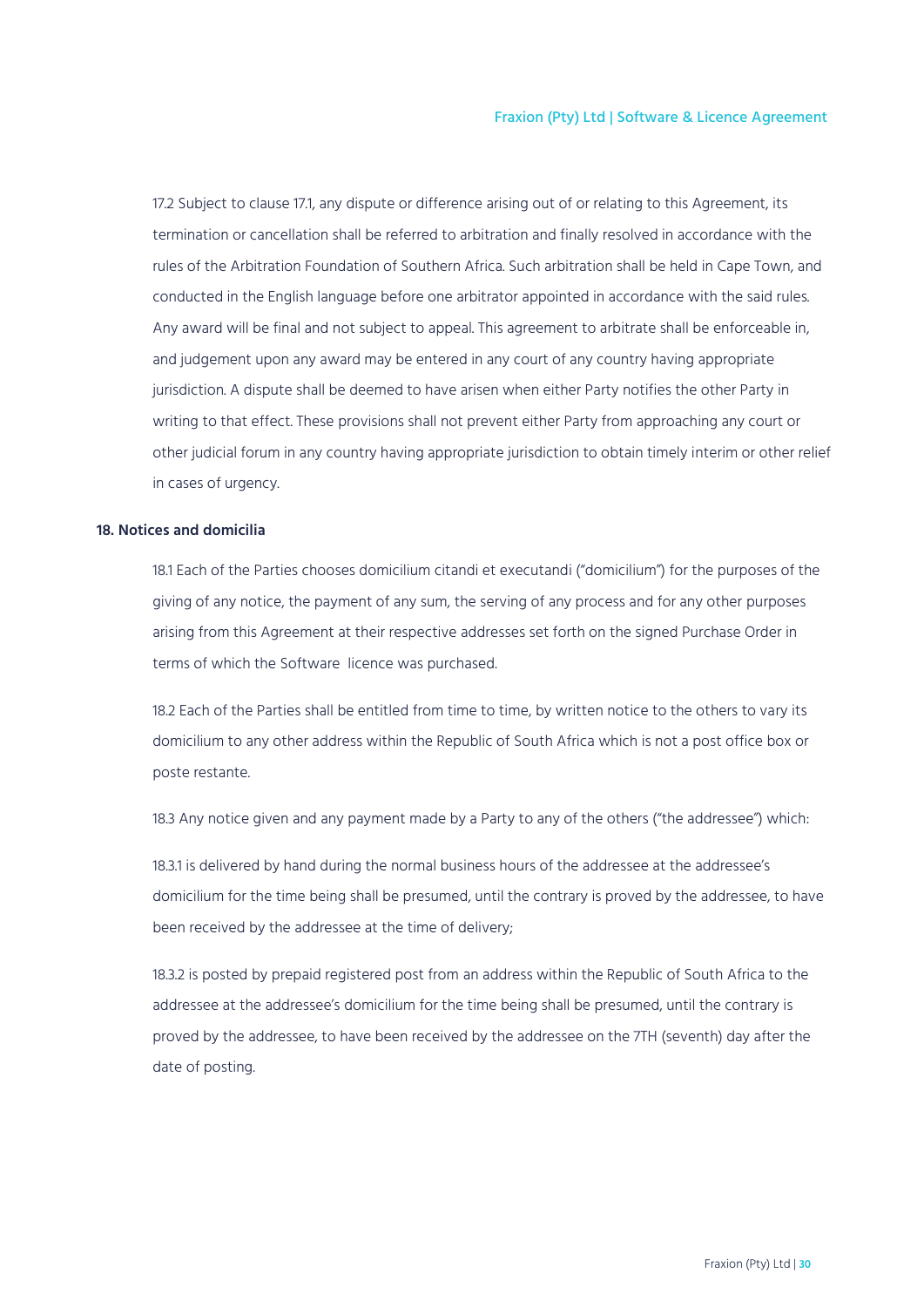17.2 Subject to clause 17.1, any dispute or difference arising out of or relating to this Agreement, its termination or cancellation shall be referred to arbitration and finally resolved in accordance with the rules of the Arbitration Foundation of Southern Africa. Such arbitration shall be held in Cape Town, and conducted in the English language before one arbitrator appointed in accordance with the said rules. Any award will be final and not subject to appeal. This agreement to arbitrate shall be enforceable in, and judgement upon any award may be entered in any court of any country having appropriate jurisdiction. A dispute shall be deemed to have arisen when either Party notifies the other Party in writing to that effect. These provisions shall not prevent either Party from approaching any court or other judicial forum in any country having appropriate jurisdiction to obtain timely interim or other relief in cases of urgency.

**18. Notices and domicilia**

18.1 Each of the Parties chooses domicilium citandi et executandi ("domicilium") for the purposes of the giving of any notice, the payment of any sum, the serving of any process and for any other purposes arising from this Agreement at their respective addresses set forth on the signed Purchase Order in terms of which the Software licence was purchased.

18.2 Each of the Parties shall be entitled from time to time, by written notice to the others to vary its domicilium to any other address within the Republic of South Africa which is not a post office box or poste restante.

18.3 Any notice given and any payment made by a Party to any of the others ("the addressee") which:

18.3.1 is delivered by hand during the normal business hours of the addressee at the addressee's domicilium for the time being shall be presumed, until the contrary is proved by the addressee, to have been received by the addressee at the time of delivery;

18.3.2 is posted by prepaid registered post from an address within the Republic of South Africa to the addressee at the addressee's domicilium for the time being shall be presumed, until the contrary is proved by the addressee, to have been received by the addressee on the 7TH (seventh) day after the date of posting.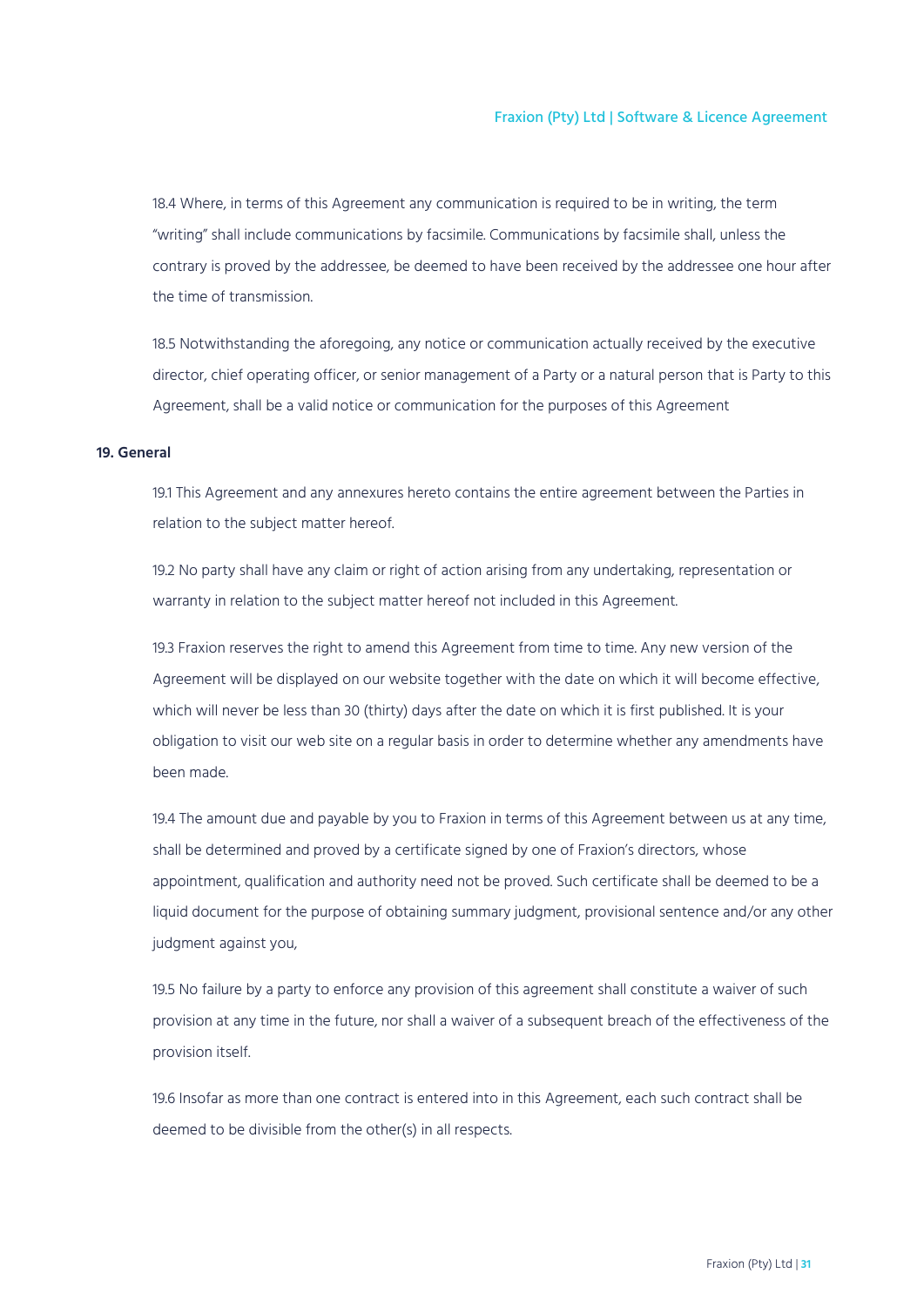18.4 Where, in terms of this Agreement any communication is required to be in writing, the term "writing" shall include communications by facsimile. Communications by facsimile shall, unless the contrary is proved by the addressee, be deemed to have been received by the addressee one hour after the time of transmission.

18.5 Notwithstanding the aforegoing, any notice or communication actually received by the executive director, chief operating officer, or senior management of a Party or a natural person that is Party to this Agreement, shall be a valid notice or communication for the purposes of this Agreement

**19. General**

19.1 This Agreement and any annexures hereto contains the entire agreement between the Parties in relation to the subject matter hereof.

19.2 No party shall have any claim or right of action arising from any undertaking, representation or warranty in relation to the subject matter hereof not included in this Agreement.

19.3 Fraxion reserves the right to amend this Agreement from time to time. Any new version of the Agreement will be displayed on our website together with the date on which it will become effective, which will never be less than 30 (thirty) days after the date on which it is first published. It is your obligation to visit our web site on a regular basis in order to determine whether any amendments have been made.

19.4 The amount due and payable by you to Fraxion in terms of this Agreement between us at any time, shall be determined and proved by a certificate signed by one of Fraxion's directors, whose appointment, qualification and authority need not be proved. Such certificate shall be deemed to be a liquid document for the purpose of obtaining summary judgment, provisional sentence and/or any other judgment against you,

19.5 No failure by a party to enforce any provision of this agreement shall constitute a waiver of such provision at any time in the future, nor shall a waiver of a subsequent breach of the effectiveness of the provision itself.

19.6 Insofar as more than one contract is entered into in this Agreement, each such contract shall be deemed to be divisible from the other(s) in all respects.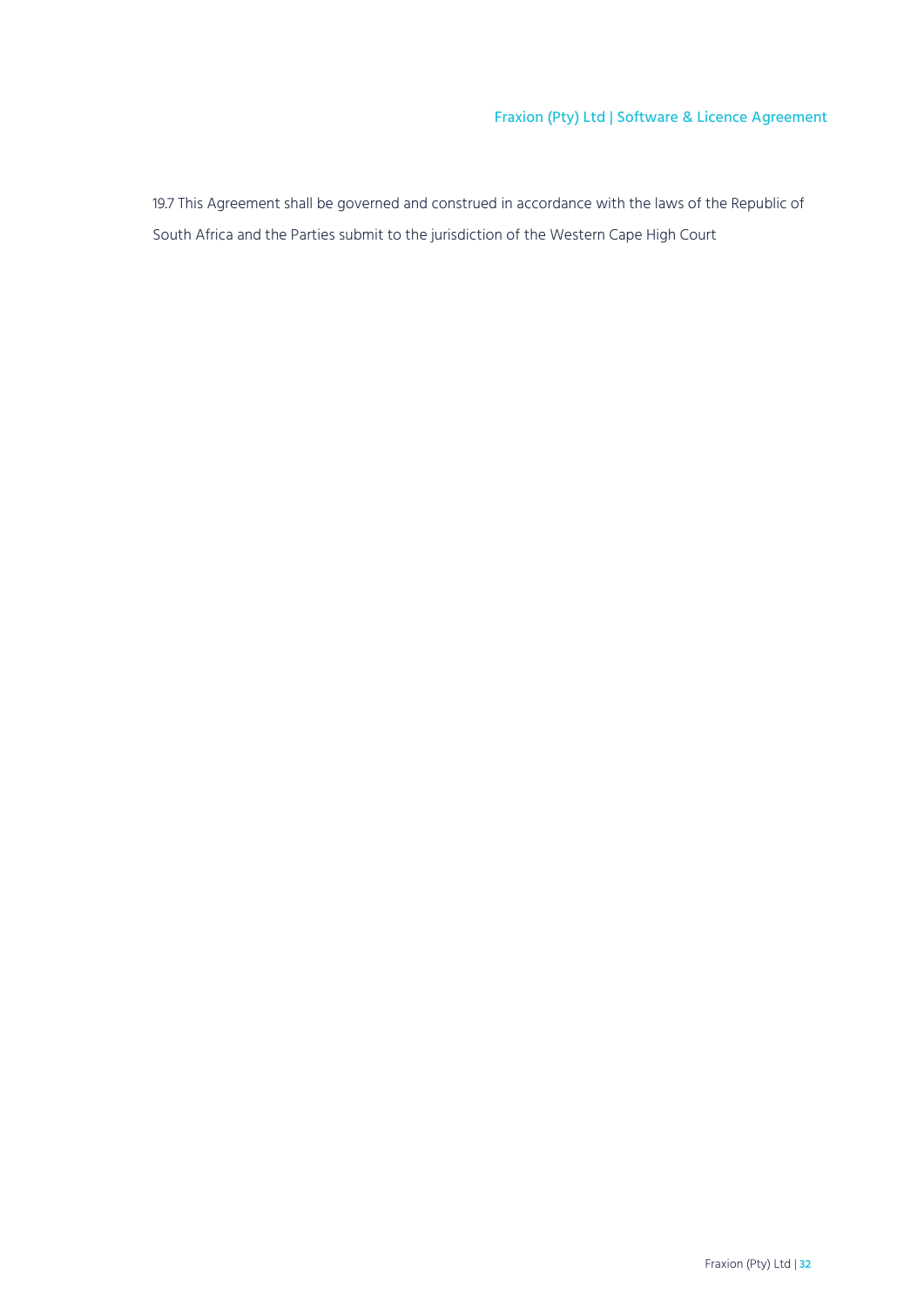19.7 This Agreement shall be governed and construed in accordance with the laws of the Republic of South Africa and the Parties submit to the jurisdiction of the Western Cape High Court